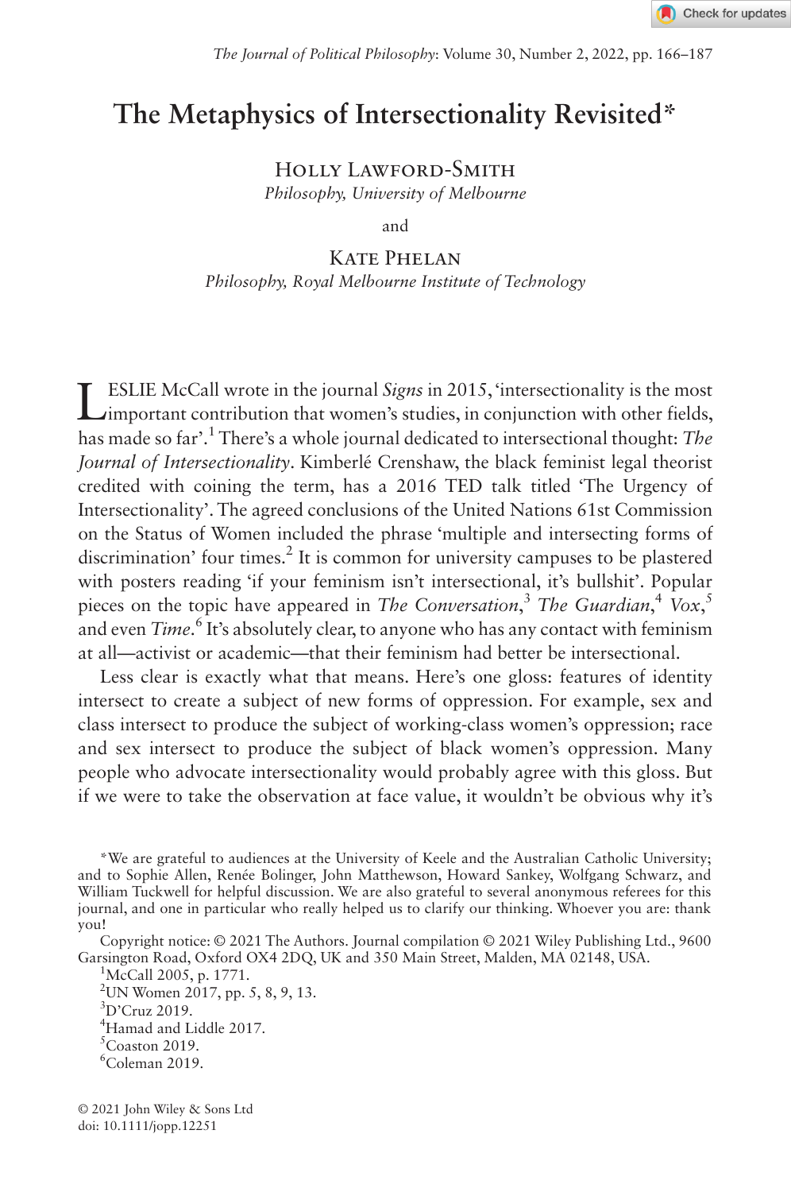# The Metaphysics of Intersectionality Revisited*

HOLLY LAWFORD-SMITH
*Philosophy, University of Melbourne*

and

KATE PHELAN
*Philosophy, Royal Melbourne Institute of Technology*

LESLIE McCall wrote in the journal *Signs* in 2015, 'intersectionality is the most important contribution that women's studies, in conjunction with other fields, has made so far'.[1] There's a whole journal dedicated to intersectional thought: *The Journal of Intersectionality*. Kimberlé Crenshaw, the black feminist legal theorist credited with coining the term, has a 2016 TED talk titled 'The Urgency of Intersectionality'. The agreed conclusions of the United Nations 61st Commission on the Status of Women included the phrase 'multiple and intersecting forms of discrimination' four times.[2] It is common for university campuses to be plastered with posters reading 'if your feminism isn't intersectional, it's bullshit'. Popular pieces on the topic have appeared in *The Conversation*,[3] *The Guardian*,[4] *Vox*,[5] and even *Time*.[6] It's absolutely clear, to anyone who has any contact with feminism at all—activist or academic—that their feminism had better be intersectional.

Less clear is exactly what that means. Here's one gloss: features of identity intersect to create a subject of new forms of oppression. For example, sex and class intersect to produce the subject of working-class women's oppression; race and sex intersect to produce the subject of black women's oppression. Many people who advocate intersectionality would probably agree with this gloss. But if we were to take the observation at face value, it wouldn't be obvious why it's

*We are grateful to audiences at the University of Keele and the Australian Catholic University; and to Sophie Allen, Renée Bolinger, John Matthewson, Howard Sankey, Wolfgang Schwarz, and William Tuckwell for helpful discussion. We are also grateful to several anonymous referees for this journal, and one in particular who really helped us to clarify our thinking. Whoever you are: thank you!

Copyright notice: © 2021 The Authors. Journal compilation © 2021 Wiley Publishing Ltd., 9600 Garsington Road, Oxford OX4 2DQ, UK and 350 Main Street, Malden, MA 02148, USA.

[1] McCall 2005, p. 1771.

[2] UN Women 2017, pp. 5, 8, 9, 13.

[3] D'Cruz 2019.

[4] Hamad and Liddle 2017.

[5] Coaston 2019.

[6] Coleman 2019.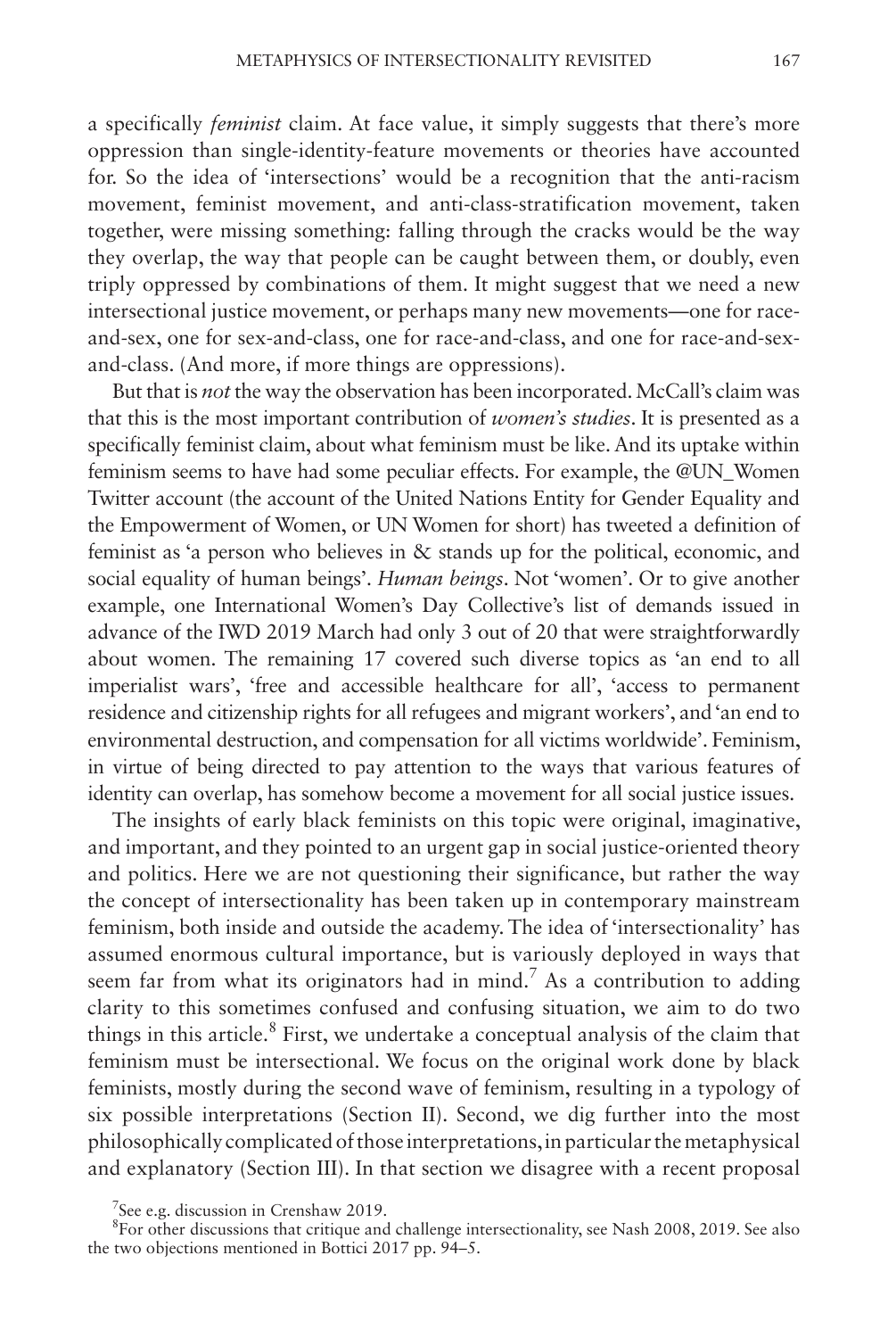a specifically *feminist* claim. At face value, it simply suggests that there's more oppression than single-identity-feature movements or theories have accounted for. So the idea of 'intersections' would be a recognition that the anti-racism movement, feminist movement, and anti-class-stratification movement, taken together, were missing something: falling through the cracks would be the way they overlap, the way that people can be caught between them, or doubly, even triply oppressed by combinations of them. It might suggest that we need a new intersectional justice movement, or perhaps many new movements—one for race-and-sex, one for sex-and-class, one for race-and-class, and one for race-and-sex-and-class. (And more, if more things are oppressions).

But that is *not* the way the observation has been incorporated. McCall's claim was that this is the most important contribution of *women's studies*. It is presented as a specifically feminist claim, about what feminism must be like. And its uptake within feminism seems to have had some peculiar effects. For example, the @UN_Women Twitter account (the account of the United Nations Entity for Gender Equality and the Empowerment of Women, or UN Women for short) has tweeted a definition of feminist as 'a person who believes in & stands up for the political, economic, and social equality of human beings'. *Human beings*. Not 'women'. Or to give another example, one International Women's Day Collective's list of demands issued in advance of the IWD 2019 March had only 3 out of 20 that were straightforwardly about women. The remaining 17 covered such diverse topics as 'an end to all imperialist wars', 'free and accessible healthcare for all', 'access to permanent residence and citizenship rights for all refugees and migrant workers', and 'an end to environmental destruction, and compensation for all victims worldwide'. Feminism, in virtue of being directed to pay attention to the ways that various features of identity can overlap, has somehow become a movement for all social justice issues.

The insights of early black feminists on this topic were original, imaginative, and important, and they pointed to an urgent gap in social justice-oriented theory and politics. Here we are not questioning their significance, but rather the way the concept of intersectionality has been taken up in contemporary mainstream feminism, both inside and outside the academy. The idea of 'intersectionality' has assumed enormous cultural importance, but is variously deployed in ways that seem far from what its originators had in mind.[7] As a contribution to adding clarity to this sometimes confused and confusing situation, we aim to do two things in this article.[8] First, we undertake a conceptual analysis of the claim that feminism must be intersectional. We focus on the original work done by black feminists, mostly during the second wave of feminism, resulting in a typology of six possible interpretations (Section II). Second, we dig further into the most philosophically complicated of those interpretations, in particular the metaphysical and explanatory (Section III). In that section we disagree with a recent proposal

[7]See e.g. discussion in Crenshaw 2019.

[8]For other discussions that critique and challenge intersectionality, see Nash 2008, 2019. See also the two objections mentioned in Bottici 2017 pp. 94–5.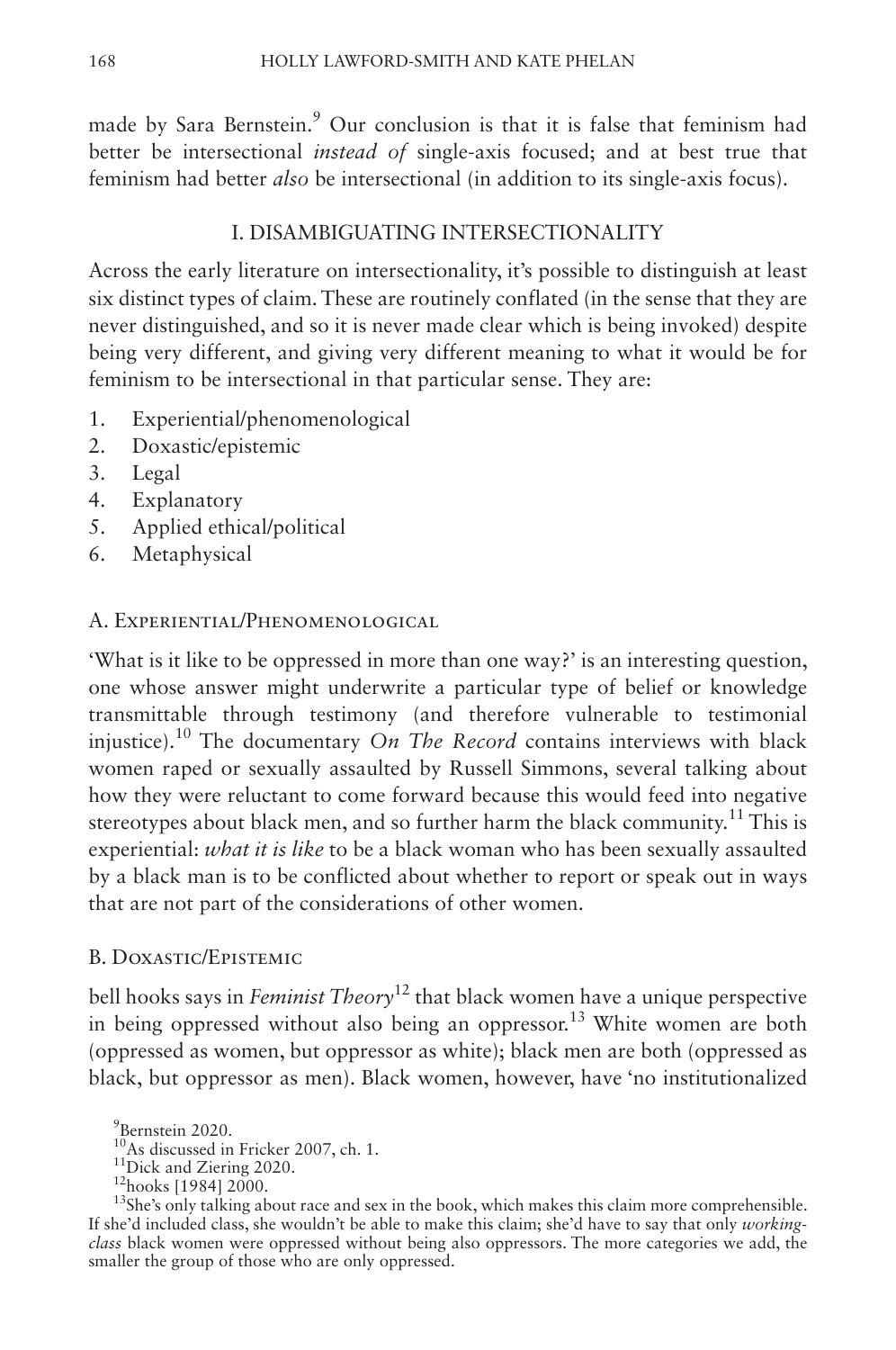made by Sara Bernstein.[9] Our conclusion is that it is false that feminism had better be intersectional *instead of* single-axis focused; and at best true that feminism had better *also* be intersectional (in addition to its single-axis focus).

## I. DISAMBIGUATING INTERSECTIONALITY

Across the early literature on intersectionality, it's possible to distinguish at least six distinct types of claim. These are routinely conflated (in the sense that they are never distinguished, and so it is never made clear which is being invoked) despite being very different, and giving very different meaning to what it would be for feminism to be intersectional in that particular sense. They are:

1. Experiential/phenomenological
2. Doxastic/epistemic
3. Legal
4. Explanatory
5. Applied ethical/political
6. Metaphysical

### A. Experiential/Phenomenological

'What is it like to be oppressed in more than one way?' is an interesting question, one whose answer might underwrite a particular type of belief or knowledge transmittable through testimony (and therefore vulnerable to testimonial injustice).[10] The documentary *On The Record* contains interviews with black women raped or sexually assaulted by Russell Simmons, several talking about how they were reluctant to come forward because this would feed into negative stereotypes about black men, and so further harm the black community.[11] This is experiential: *what it is like* to be a black woman who has been sexually assaulted by a black man is to be conflicted about whether to report or speak out in ways that are not part of the considerations of other women.

### B. Doxastic/Epistemic

bell hooks says in *Feminist Theory*[12] that black women have a unique perspective in being oppressed without also being an oppressor.[13] White women are both (oppressed as women, but oppressor as white); black men are both (oppressed as black, but oppressor as men). Black women, however, have 'no institutionalized

---

[9] Bernstein 2020.

[10] As discussed in Fricker 2007, ch. 1.

[11] Dick and Ziering 2020.

[12] hooks [1984] 2000.

[13] She's only talking about race and sex in the book, which makes this claim more comprehensible. If she'd included class, she wouldn't be able to make this claim; she'd have to say that only *working-class* black women were oppressed without being also oppressors. The more categories we add, the smaller the group of those who are only oppressed.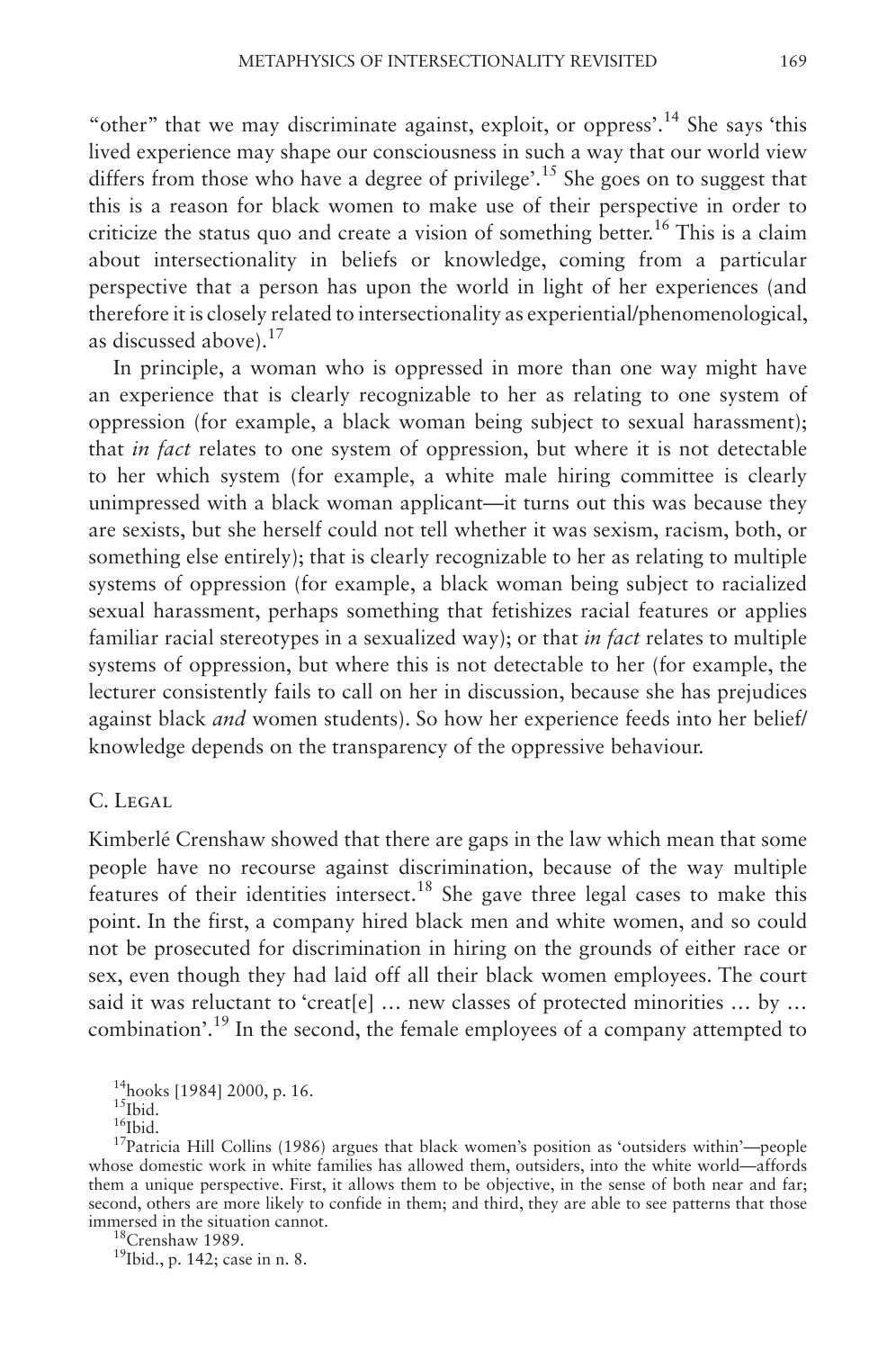"other" that we may discriminate against, exploit, or oppress'.[14] She says 'this lived experience may shape our consciousness in such a way that our world view differs from those who have a degree of privilege'.[15] She goes on to suggest that this is a reason for black women to make use of their perspective in order to criticize the status quo and create a vision of something better.[16] This is a claim about intersectionality in beliefs or knowledge, coming from a particular perspective that a person has upon the world in light of her experiences (and therefore it is closely related to intersectionality as experiential/phenomenological, as discussed above).[17]

In principle, a woman who is oppressed in more than one way might have an experience that is clearly recognizable to her as relating to one system of oppression (for example, a black woman being subject to sexual harassment); that *in fact* relates to one system of oppression, but where it is not detectable to her which system (for example, a white male hiring committee is clearly unimpressed with a black woman applicant—it turns out this was because they are sexists, but she herself could not tell whether it was sexism, racism, both, or something else entirely); that is clearly recognizable to her as relating to multiple systems of oppression (for example, a black woman being subject to racialized sexual harassment, perhaps something that fetishizes racial features or applies familiar racial stereotypes in a sexualized way); or that *in fact* relates to multiple systems of oppression, but where this is not detectable to her (for example, the lecturer consistently fails to call on her in discussion, because she has prejudices against black *and* women students). So how her experience feeds into her belief/knowledge depends on the transparency of the oppressive behaviour.

### C. Legal

Kimberlé Crenshaw showed that there are gaps in the law which mean that some people have no recourse against discrimination, because of the way multiple features of their identities intersect.[18] She gave three legal cases to make this point. In the first, a company hired black men and white women, and so could not be prosecuted for discrimination in hiring on the grounds of either race or sex, even though they had laid off all their black women employees. The court said it was reluctant to 'creat[e] … new classes of protected minorities … by … combination'.[19] In the second, the female employees of a company attempted to

---

[14] hooks [1984] 2000, p. 16.

[15] Ibid.

[16] Ibid.

[17] Patricia Hill Collins (1986) argues that black women's position as 'outsiders within'—people whose domestic work in white families has allowed them, outsiders, into the white world—affords them a unique perspective. First, it allows them to be objective, in the sense of both near and far; second, others are more likely to confide in them; and third, they are able to see patterns that those immersed in the situation cannot.

[18] Crenshaw 1989.

[19] Ibid., p. 142; case in n. 8.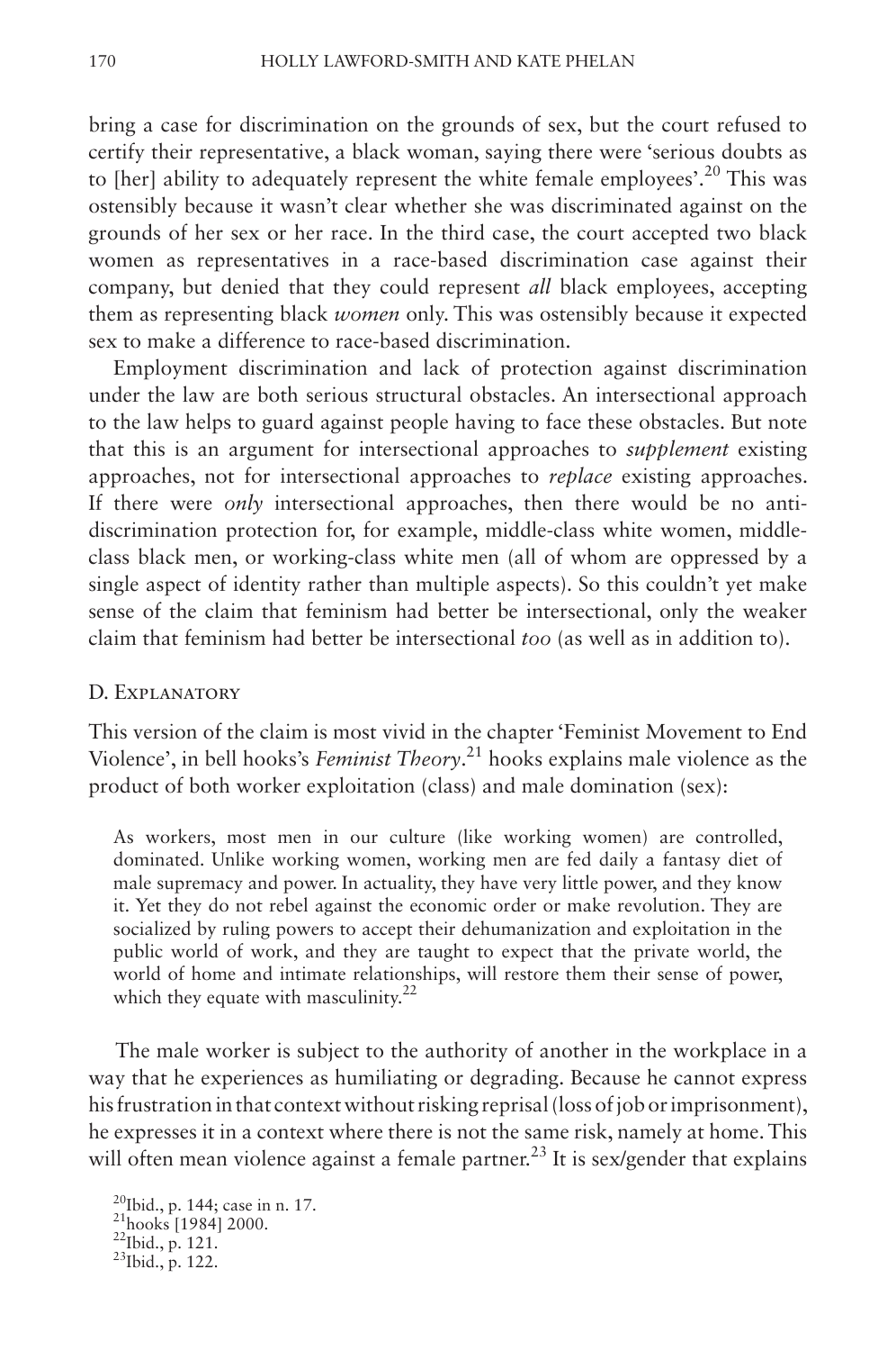bring a case for discrimination on the grounds of sex, but the court refused to certify their representative, a black woman, saying there were 'serious doubts as to [her] ability to adequately represent the white female employees'.[20] This was ostensibly because it wasn't clear whether she was discriminated against on the grounds of her sex or her race. In the third case, the court accepted two black women as representatives in a race-based discrimination case against their company, but denied that they could represent *all* black employees, accepting them as representing black *women* only. This was ostensibly because it expected sex to make a difference to race-based discrimination.

Employment discrimination and lack of protection against discrimination under the law are both serious structural obstacles. An intersectional approach to the law helps to guard against people having to face these obstacles. But note that this is an argument for intersectional approaches to *supplement* existing approaches, not for intersectional approaches to *replace* existing approaches. If there were *only* intersectional approaches, then there would be no anti-discrimination protection for, for example, middle-class white women, middle-class black men, or working-class white men (all of whom are oppressed by a single aspect of identity rather than multiple aspects). So this couldn't yet make sense of the claim that feminism had better be intersectional, only the weaker claim that feminism had better be intersectional *too* (as well as in addition to).

### D. Explanatory

This version of the claim is most vivid in the chapter 'Feminist Movement to End Violence', in bell hooks's *Feminist Theory*.[21] hooks explains male violence as the product of both worker exploitation (class) and male domination (sex):

> As workers, most men in our culture (like working women) are controlled, dominated. Unlike working women, working men are fed daily a fantasy diet of male supremacy and power. In actuality, they have very little power, and they know it. Yet they do not rebel against the economic order or make revolution. They are socialized by ruling powers to accept their dehumanization and exploitation in the public world of work, and they are taught to expect that the private world, the world of home and intimate relationships, will restore them their sense of power, which they equate with masculinity.[22]

The male worker is subject to the authority of another in the workplace in a way that he experiences as humiliating or degrading. Because he cannot express his frustration in that context without risking reprisal (loss of job or imprisonment), he expresses it in a context where there is not the same risk, namely at home. This will often mean violence against a female partner.[23] It is sex/gender that explains

[20] Ibid., p. 144; case in n. 17.
[21] hooks [1984] 2000.
[22] Ibid., p. 121.
[23] Ibid., p. 122.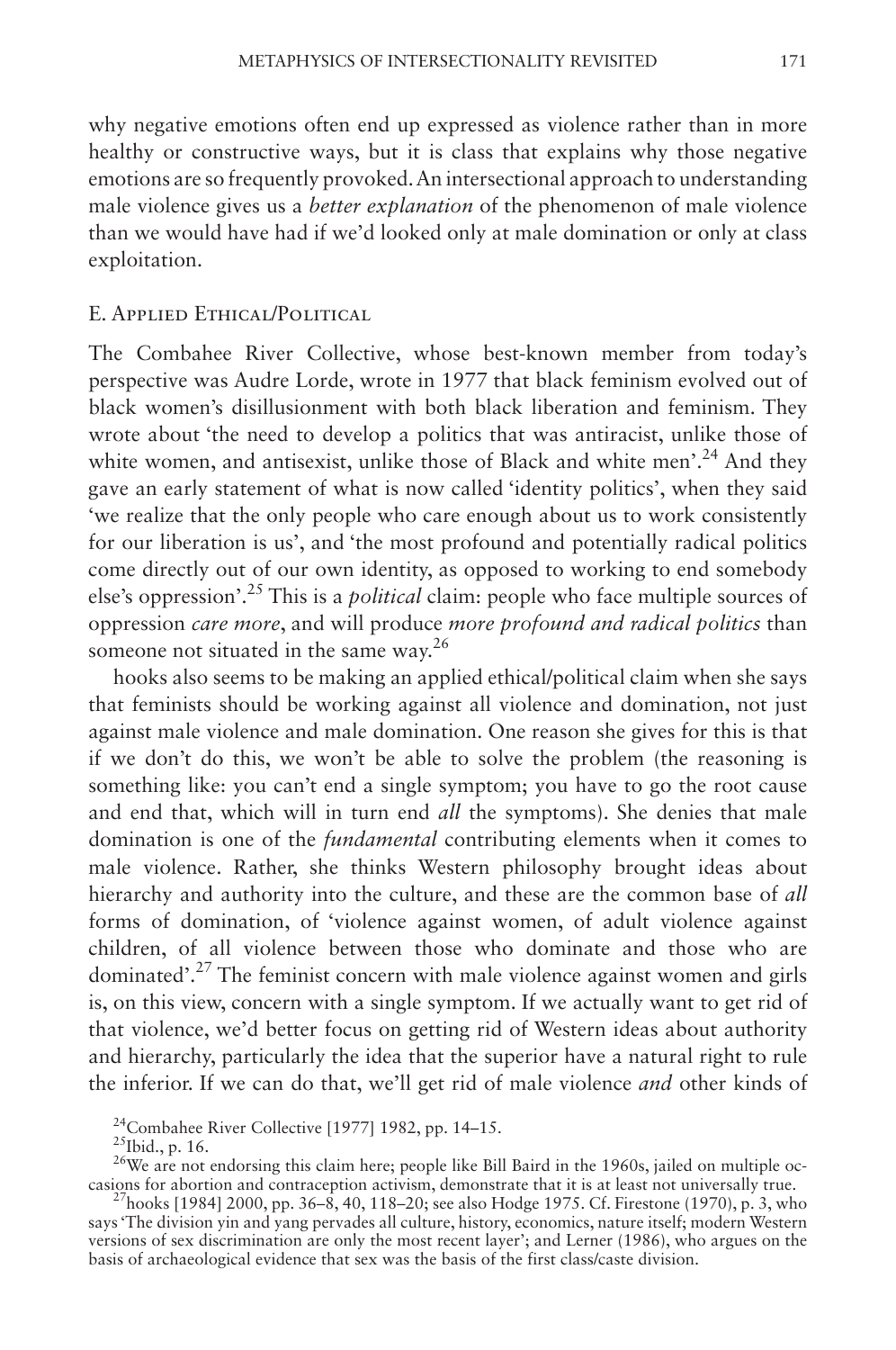why negative emotions often end up expressed as violence rather than in more healthy or constructive ways, but it is class that explains why those negative emotions are so frequently provoked. An intersectional approach to understanding male violence gives us a *better explanation* of the phenomenon of male violence than we would have had if we'd looked only at male domination or only at class exploitation.

### E. Applied Ethical/Political

The Combahee River Collective, whose best-known member from today's perspective was Audre Lorde, wrote in 1977 that black feminism evolved out of black women's disillusionment with both black liberation and feminism. They wrote about 'the need to develop a politics that was antiracist, unlike those of white women, and antisexist, unlike those of Black and white men'.[24] And they gave an early statement of what is now called 'identity politics', when they said 'we realize that the only people who care enough about us to work consistently for our liberation is us', and 'the most profound and potentially radical politics come directly out of our own identity, as opposed to working to end somebody else's oppression'.[25] This is a *political* claim: people who face multiple sources of oppression *care more*, and will produce *more profound and radical politics* than someone not situated in the same way.[26]

hooks also seems to be making an applied ethical/political claim when she says that feminists should be working against all violence and domination, not just against male violence and male domination. One reason she gives for this is that if we don't do this, we won't be able to solve the problem (the reasoning is something like: you can't end a single symptom; you have to go the root cause and end that, which will in turn end *all* the symptoms). She denies that male domination is one of the *fundamental* contributing elements when it comes to male violence. Rather, she thinks Western philosophy brought ideas about hierarchy and authority into the culture, and these are the common base of *all* forms of domination, of 'violence against women, of adult violence against children, of all violence between those who dominate and those who are dominated'.[27] The feminist concern with male violence against women and girls is, on this view, concern with a single symptom. If we actually want to get rid of that violence, we'd better focus on getting rid of Western ideas about authority and hierarchy, particularly the idea that the superior have a natural right to rule the inferior. If we can do that, we'll get rid of male violence *and* other kinds of

[24]Combahee River Collective [1977] 1982, pp. 14–15.

[25]Ibid., p. 16.

[26]We are not endorsing this claim here; people like Bill Baird in the 1960s, jailed on multiple occasions for abortion and contraception activism, demonstrate that it is at least not universally true.

[27]hooks [1984] 2000, pp. 36–8, 40, 118–20; see also Hodge 1975. Cf. Firestone (1970), p. 3, who says 'The division yin and yang pervades all culture, history, economics, nature itself; modern Western versions of sex discrimination are only the most recent layer'; and Lerner (1986), who argues on the basis of archaeological evidence that sex was the basis of the first class/caste division.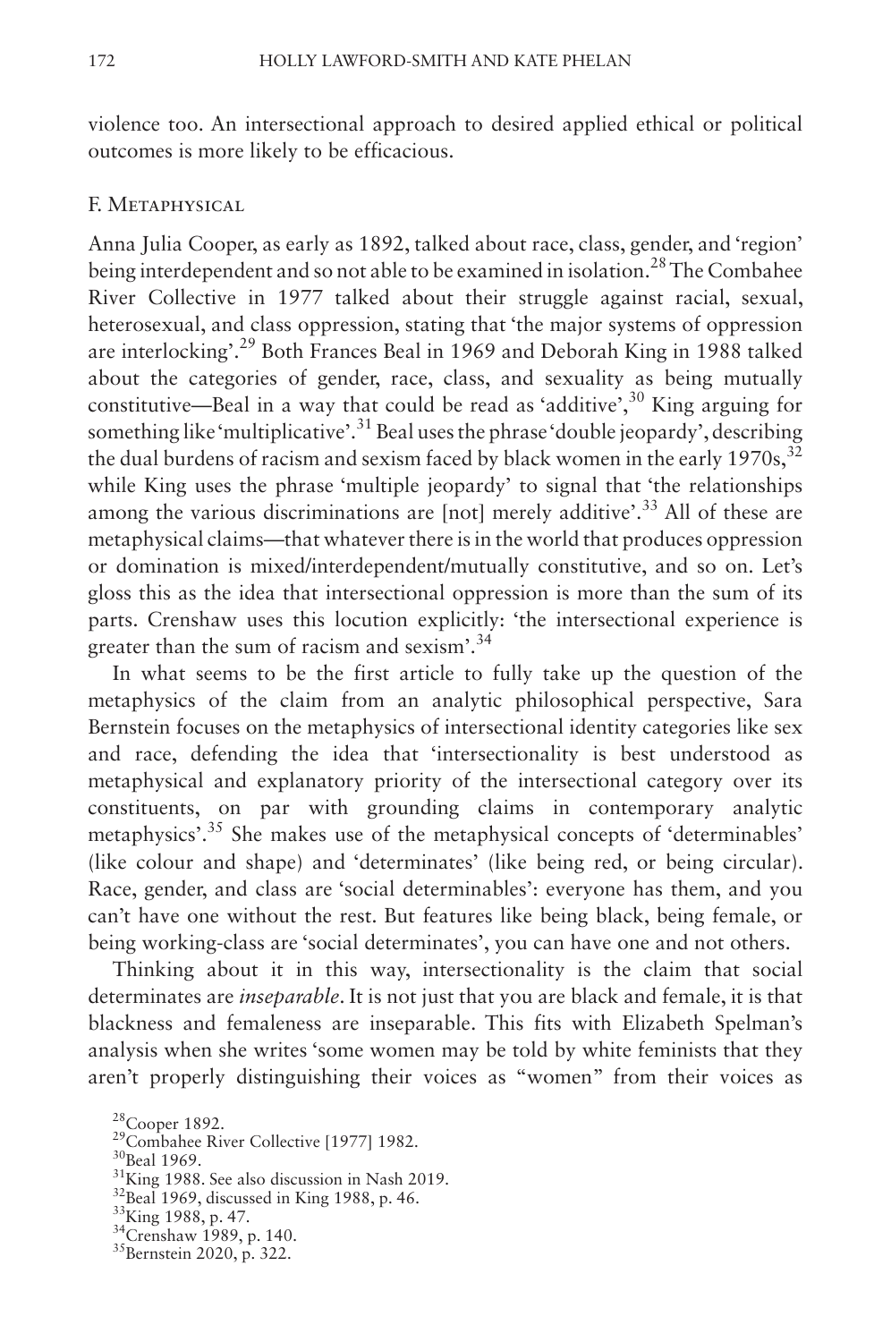violence too. An intersectional approach to desired applied ethical or political outcomes is more likely to be efficacious.

### F. Metaphysical

Anna Julia Cooper, as early as 1892, talked about race, class, gender, and 'region' being interdependent and so not able to be examined in isolation.[28] The Combahee River Collective in 1977 talked about their struggle against racial, sexual, heterosexual, and class oppression, stating that 'the major systems of oppression are interlocking'.[29] Both Frances Beal in 1969 and Deborah King in 1988 talked about the categories of gender, race, class, and sexuality as being mutually constitutive—Beal in a way that could be read as 'additive',[30] King arguing for something like 'multiplicative'.[31] Beal uses the phrase 'double jeopardy', describing the dual burdens of racism and sexism faced by black women in the early 1970s,[32] while King uses the phrase 'multiple jeopardy' to signal that 'the relationships among the various discriminations are [not] merely additive'.[33] All of these are metaphysical claims—that whatever there is in the world that produces oppression or domination is mixed/interdependent/mutually constitutive, and so on. Let's gloss this as the idea that intersectional oppression is more than the sum of its parts. Crenshaw uses this locution explicitly: 'the intersectional experience is greater than the sum of racism and sexism'.[34]

In what seems to be the first article to fully take up the question of the metaphysics of the claim from an analytic philosophical perspective, Sara Bernstein focuses on the metaphysics of intersectional identity categories like sex and race, defending the idea that 'intersectionality is best understood as metaphysical and explanatory priority of the intersectional category over its constituents, on par with grounding claims in contemporary analytic metaphysics'.[35] She makes use of the metaphysical concepts of 'determinables' (like colour and shape) and 'determinates' (like being red, or being circular). Race, gender, and class are 'social determinables': everyone has them, and you can't have one without the rest. But features like being black, being female, or being working-class are 'social determinates', you can have one and not others.

Thinking about it in this way, intersectionality is the claim that social determinates are *inseparable*. It is not just that you are black and female, it is that blackness and femaleness are inseparable. This fits with Elizabeth Spelman's analysis when she writes 'some women may be told by white feminists that they aren't properly distinguishing their voices as "women" from their voices as

[28] Cooper 1892.
[29] Combahee River Collective [1977] 1982.
[30] Beal 1969.
[31] King 1988. See also discussion in Nash 2019.
[32] Beal 1969, discussed in King 1988, p. 46.
[33] King 1988, p. 47.
[34] Crenshaw 1989, p. 140.
[35] Bernstein 2020, p. 322.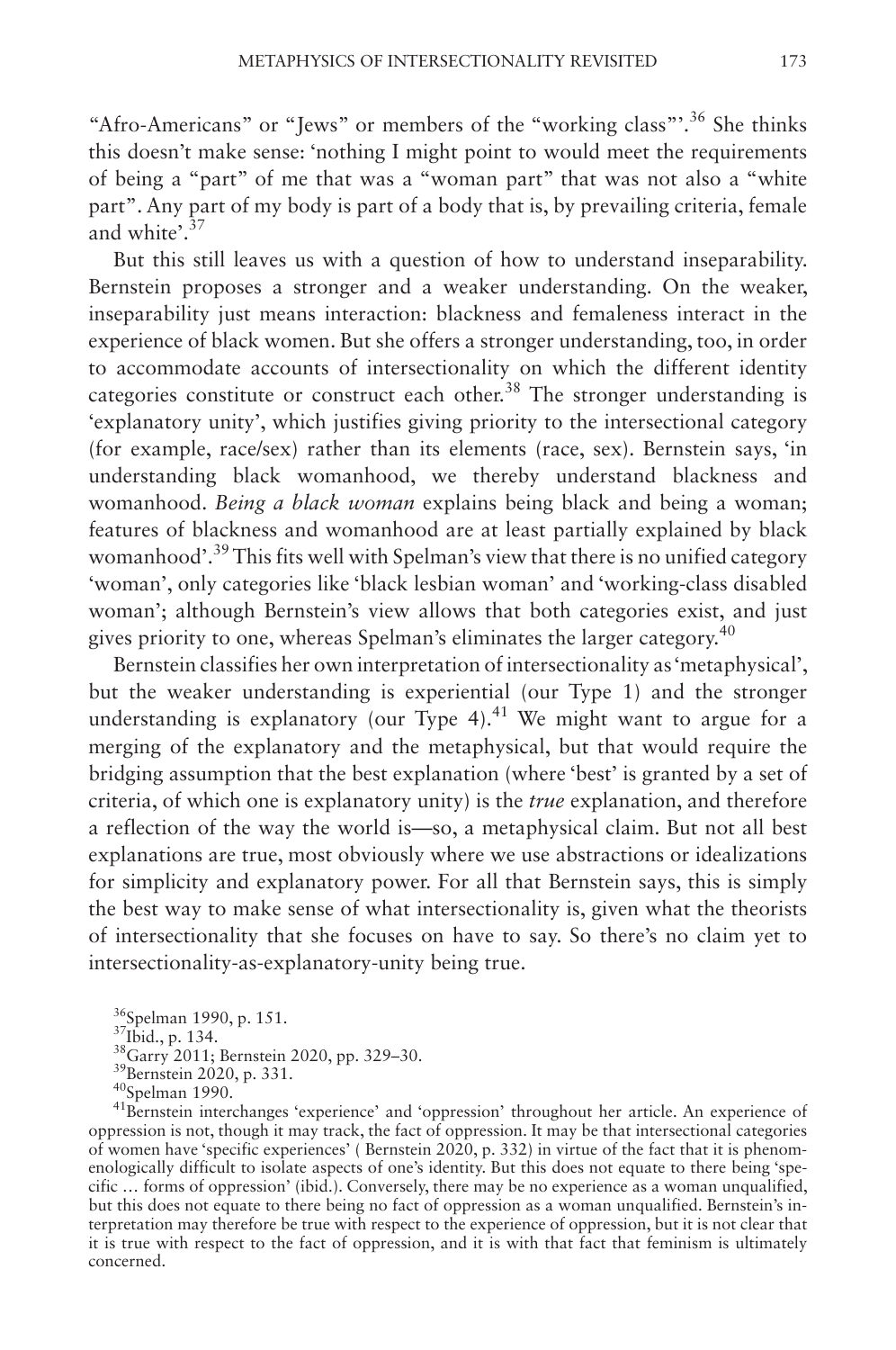"Afro-Americans" or "Jews" or members of the "working class"'.[36] She thinks this doesn't make sense: 'nothing I might point to would meet the requirements of being a "part" of me that was a "woman part" that was not also a "white part". Any part of my body is part of a body that is, by prevailing criteria, female and white'.[37]

But this still leaves us with a question of how to understand inseparability. Bernstein proposes a stronger and a weaker understanding. On the weaker, inseparability just means interaction: blackness and femaleness interact in the experience of black women. But she offers a stronger understanding, too, in order to accommodate accounts of intersectionality on which the different identity categories constitute or construct each other.[38] The stronger understanding is 'explanatory unity', which justifies giving priority to the intersectional category (for example, race/sex) rather than its elements (race, sex). Bernstein says, 'in understanding black womanhood, we thereby understand blackness and womanhood. *Being a black woman* explains being black and being a woman; features of blackness and womanhood are at least partially explained by black womanhood'.[39] This fits well with Spelman's view that there is no unified category 'woman', only categories like 'black lesbian woman' and 'working-class disabled woman'; although Bernstein's view allows that both categories exist, and just gives priority to one, whereas Spelman's eliminates the larger category.[40]

Bernstein classifies her own interpretation of intersectionality as 'metaphysical', but the weaker understanding is experiential (our Type 1) and the stronger understanding is explanatory (our Type 4).[41] We might want to argue for a merging of the explanatory and the metaphysical, but that would require the bridging assumption that the best explanation (where 'best' is granted by a set of criteria, of which one is explanatory unity) is the *true* explanation, and therefore a reflection of the way the world is—so, a metaphysical claim. But not all best explanations are true, most obviously where we use abstractions or idealizations for simplicity and explanatory power. For all that Bernstein says, this is simply the best way to make sense of what intersectionality is, given what the theorists of intersectionality that she focuses on have to say. So there's no claim yet to intersectionality-as-explanatory-unity being true.

[36] Spelman 1990, p. 151.

[37] Ibid., p. 134.

[38] Garry 2011; Bernstein 2020, pp. 329–30.

[39] Bernstein 2020, p. 331.

[40] Spelman 1990.

[41] Bernstein interchanges 'experience' and 'oppression' throughout her article. An experience of oppression is not, though it may track, the fact of oppression. It may be that intersectional categories of women have 'specific experiences' ( Bernstein 2020, p. 332) in virtue of the fact that it is phenomenologically difficult to isolate aspects of one's identity. But this does not equate to there being 'specific … forms of oppression' (ibid.). Conversely, there may be no experience as a woman unqualified, but this does not equate to there being no fact of oppression as a woman unqualified. Bernstein's interpretation may therefore be true with respect to the experience of oppression, but it is not clear that it is true with respect to the fact of oppression, and it is with that fact that feminism is ultimately concerned.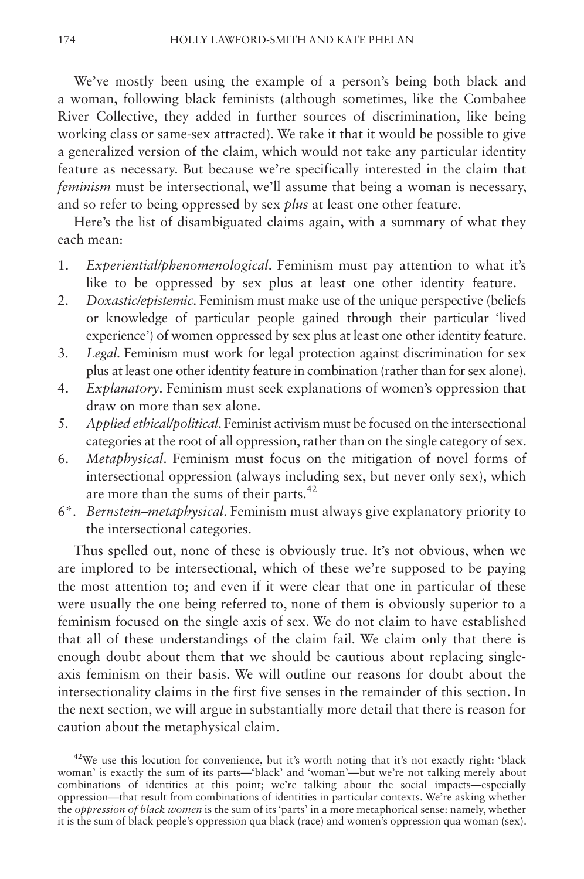We've mostly been using the example of a person's being both black and a woman, following black feminists (although sometimes, like the Combahee River Collective, they added in further sources of discrimination, like being working class or same-sex attracted). We take it that it would be possible to give a generalized version of the claim, which would not take any particular identity feature as necessary. But because we're specifically interested in the claim that *feminism* must be intersectional, we'll assume that being a woman is necessary, and so refer to being oppressed by sex *plus* at least one other feature.

Here's the list of disambiguated claims again, with a summary of what they each mean:

1. *Experiential/phenomenological*. Feminism must pay attention to what it's like to be oppressed by sex plus at least one other identity feature.
2. *Doxastic/epistemic*. Feminism must make use of the unique perspective (beliefs or knowledge of particular people gained through their particular 'lived experience') of women oppressed by sex plus at least one other identity feature.
3. *Legal*. Feminism must work for legal protection against discrimination for sex plus at least one other identity feature in combination (rather than for sex alone).
4. *Explanatory*. Feminism must seek explanations of women's oppression that draw on more than sex alone.
5. *Applied ethical/political*. Feminist activism must be focused on the intersectional categories at the root of all oppression, rather than on the single category of sex.
6. *Metaphysical*. Feminism must focus on the mitigation of novel forms of intersectional oppression (always including sex, but never only sex), which are more than the sums of their parts.[42]

6*. *Bernstein–metaphysical*. Feminism must always give explanatory priority to the intersectional categories.

Thus spelled out, none of these is obviously true. It's not obvious, when we are implored to be intersectional, which of these we're supposed to be paying the most attention to; and even if it were clear that one in particular of these were usually the one being referred to, none of them is obviously superior to a feminism focused on the single axis of sex. We do not claim to have established that all of these understandings of the claim fail. We claim only that there is enough doubt about them that we should be cautious about replacing single-axis feminism on their basis. We will outline our reasons for doubt about the intersectionality claims in the first five senses in the remainder of this section. In the next section, we will argue in substantially more detail that there is reason for caution about the metaphysical claim.

[42]We use this locution for convenience, but it's worth noting that it's not exactly right: 'black woman' is exactly the sum of its parts—'black' and 'woman'—but we're not talking merely about combinations of identities at this point; we're talking about the social impacts—especially oppression—that result from combinations of identities in particular contexts. We're asking whether the *oppression of black women* is the sum of its 'parts' in a more metaphorical sense: namely, whether it is the sum of black people's oppression qua black (race) and women's oppression qua woman (sex).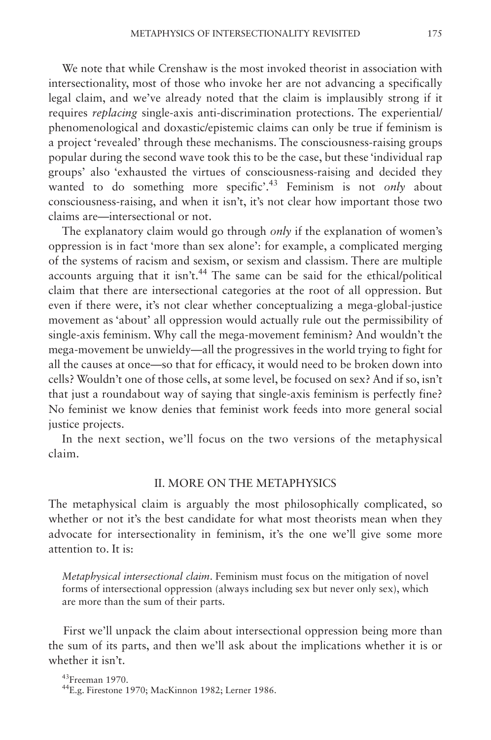We note that while Crenshaw is the most invoked theorist in association with intersectionality, most of those who invoke her are not advancing a specifically legal claim, and we've already noted that the claim is implausibly strong if it requires *replacing* single-axis anti-discrimination protections. The experiential/phenomenological and doxastic/epistemic claims can only be true if feminism is a project 'revealed' through these mechanisms. The consciousness-raising groups popular during the second wave took this to be the case, but these 'individual rap groups' also 'exhausted the virtues of consciousness-raising and decided they wanted to do something more specific'.[43] Feminism is not *only* about consciousness-raising, and when it isn't, it's not clear how important those two claims are—intersectional or not.

The explanatory claim would go through *only* if the explanation of women's oppression is in fact 'more than sex alone': for example, a complicated merging of the systems of racism and sexism, or sexism and classism. There are multiple accounts arguing that it isn't.[44] The same can be said for the ethical/political claim that there are intersectional categories at the root of all oppression. But even if there were, it's not clear whether conceptualizing a mega-global-justice movement as 'about' all oppression would actually rule out the permissibility of single-axis feminism. Why call the mega-movement feminism? And wouldn't the mega-movement be unwieldy—all the progressives in the world trying to fight for all the causes at once—so that for efficacy, it would need to be broken down into cells? Wouldn't one of those cells, at some level, be focused on sex? And if so, isn't that just a roundabout way of saying that single-axis feminism is perfectly fine? No feminist we know denies that feminist work feeds into more general social justice projects.

In the next section, we'll focus on the two versions of the metaphysical claim.

## II. MORE ON THE METAPHYSICS

The metaphysical claim is arguably the most philosophically complicated, so whether or not it's the best candidate for what most theorists mean when they advocate for intersectionality in feminism, it's the one we'll give some more attention to. It is:

> *Metaphysical intersectional claim*. Feminism must focus on the mitigation of novel forms of intersectional oppression (always including sex but never only sex), which are more than the sum of their parts.

First we'll unpack the claim about intersectional oppression being more than the sum of its parts, and then we'll ask about the implications whether it is or whether it isn't.

[43] Freeman 1970.

[44] E.g. Firestone 1970; MacKinnon 1982; Lerner 1986.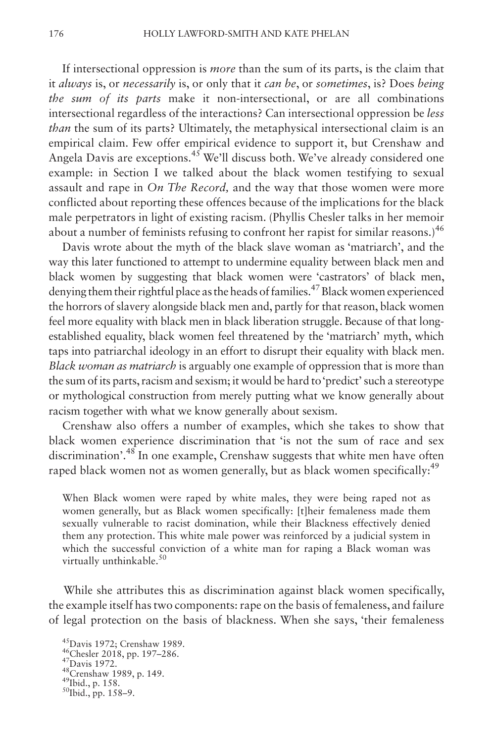If intersectional oppression is *more* than the sum of its parts, is the claim that it *always* is, or *necessarily* is, or only that it *can be*, or *sometimes*, is? Does *being the sum of its parts* make it non-intersectional, or are all combinations intersectional regardless of the interactions? Can intersectional oppression be *less than* the sum of its parts? Ultimately, the metaphysical intersectional claim is an empirical claim. Few offer empirical evidence to support it, but Crenshaw and Angela Davis are exceptions.[45] We'll discuss both. We've already considered one example: in Section I we talked about the black women testifying to sexual assault and rape in *On The Record,* and the way that those women were more conflicted about reporting these offences because of the implications for the black male perpetrators in light of existing racism. (Phyllis Chesler talks in her memoir about a number of feminists refusing to confront her rapist for similar reasons.)[46]

Davis wrote about the myth of the black slave woman as 'matriarch', and the way this later functioned to attempt to undermine equality between black men and black women by suggesting that black women were 'castrators' of black men, denying them their rightful place as the heads of families.[47] Black women experienced the horrors of slavery alongside black men and, partly for that reason, black women feel more equality with black men in black liberation struggle. Because of that long-established equality, black women feel threatened by the 'matriarch' myth, which taps into patriarchal ideology in an effort to disrupt their equality with black men. *Black woman as matriarch* is arguably one example of oppression that is more than the sum of its parts, racism and sexism; it would be hard to 'predict' such a stereotype or mythological construction from merely putting what we know generally about racism together with what we know generally about sexism.

Crenshaw also offers a number of examples, which she takes to show that black women experience discrimination that 'is not the sum of race and sex discrimination'.[48] In one example, Crenshaw suggests that white men have often raped black women not as women generally, but as black women specifically:[49]

> When Black women were raped by white males, they were being raped not as women generally, but as Black women specifically: [t]heir femaleness made them sexually vulnerable to racist domination, while their Blackness effectively denied them any protection. This white male power was reinforced by a judicial system in which the successful conviction of a white man for raping a Black woman was virtually unthinkable.[50]

While she attributes this as discrimination against black women specifically, the example itself has two components: rape on the basis of femaleness, and failure of legal protection on the basis of blackness. When she says, 'their femaleness

[45]Davis 1972; Crenshaw 1989.
[46]Chesler 2018, pp. 197–286.
[47]Davis 1972.
[48]Crenshaw 1989, p. 149.
[49]Ibid., p. 158.
[50]Ibid., pp. 158–9.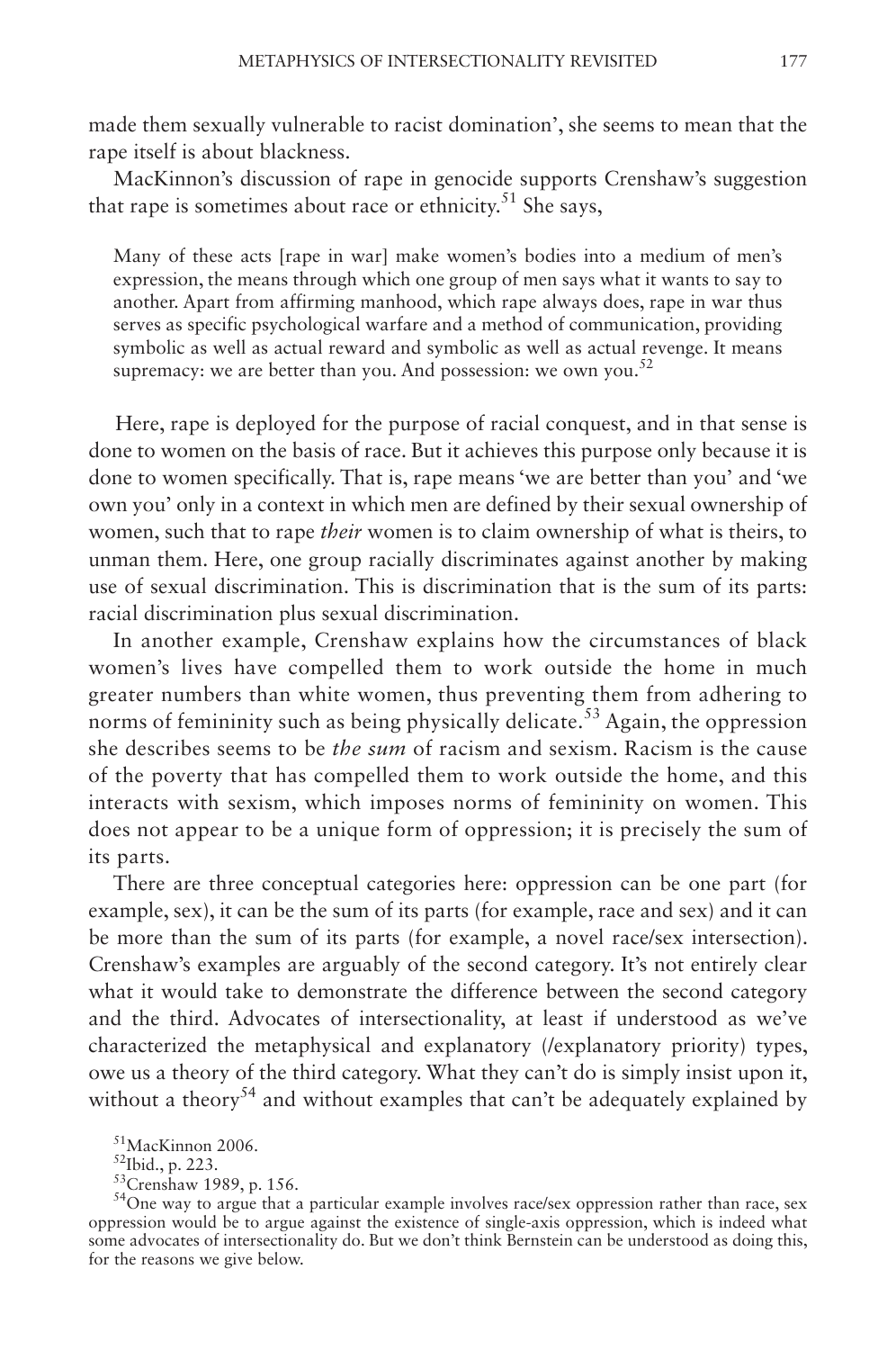made them sexually vulnerable to racist domination', she seems to mean that the rape itself is about blackness.

MacKinnon's discussion of rape in genocide supports Crenshaw's suggestion that rape is sometimes about race or ethnicity.[51] She says,

> Many of these acts [rape in war] make women's bodies into a medium of men's expression, the means through which one group of men says what it wants to say to another. Apart from affirming manhood, which rape always does, rape in war thus serves as specific psychological warfare and a method of communication, providing symbolic as well as actual reward and symbolic as well as actual revenge. It means supremacy: we are better than you. And possession: we own you.[52]

Here, rape is deployed for the purpose of racial conquest, and in that sense is done to women on the basis of race. But it achieves this purpose only because it is done to women specifically. That is, rape means 'we are better than you' and 'we own you' only in a context in which men are defined by their sexual ownership of women, such that to rape *their* women is to claim ownership of what is theirs, to unman them. Here, one group racially discriminates against another by making use of sexual discrimination. This is discrimination that is the sum of its parts: racial discrimination plus sexual discrimination.

In another example, Crenshaw explains how the circumstances of black women's lives have compelled them to work outside the home in much greater numbers than white women, thus preventing them from adhering to norms of femininity such as being physically delicate.[53] Again, the oppression she describes seems to be *the sum* of racism and sexism. Racism is the cause of the poverty that has compelled them to work outside the home, and this interacts with sexism, which imposes norms of femininity on women. This does not appear to be a unique form of oppression; it is precisely the sum of its parts.

There are three conceptual categories here: oppression can be one part (for example, sex), it can be the sum of its parts (for example, race and sex) and it can be more than the sum of its parts (for example, a novel race/sex intersection). Crenshaw's examples are arguably of the second category. It's not entirely clear what it would take to demonstrate the difference between the second category and the third. Advocates of intersectionality, at least if understood as we've characterized the metaphysical and explanatory (/explanatory priority) types, owe us a theory of the third category. What they can't do is simply insist upon it, without a theory[54] and without examples that can't be adequately explained by

[51] MacKinnon 2006.

[52] Ibid., p. 223.

[53] Crenshaw 1989, p. 156.

[54] One way to argue that a particular example involves race/sex oppression rather than race, sex oppression would be to argue against the existence of single-axis oppression, which is indeed what some advocates of intersectionality do. But we don't think Bernstein can be understood as doing this, for the reasons we give below.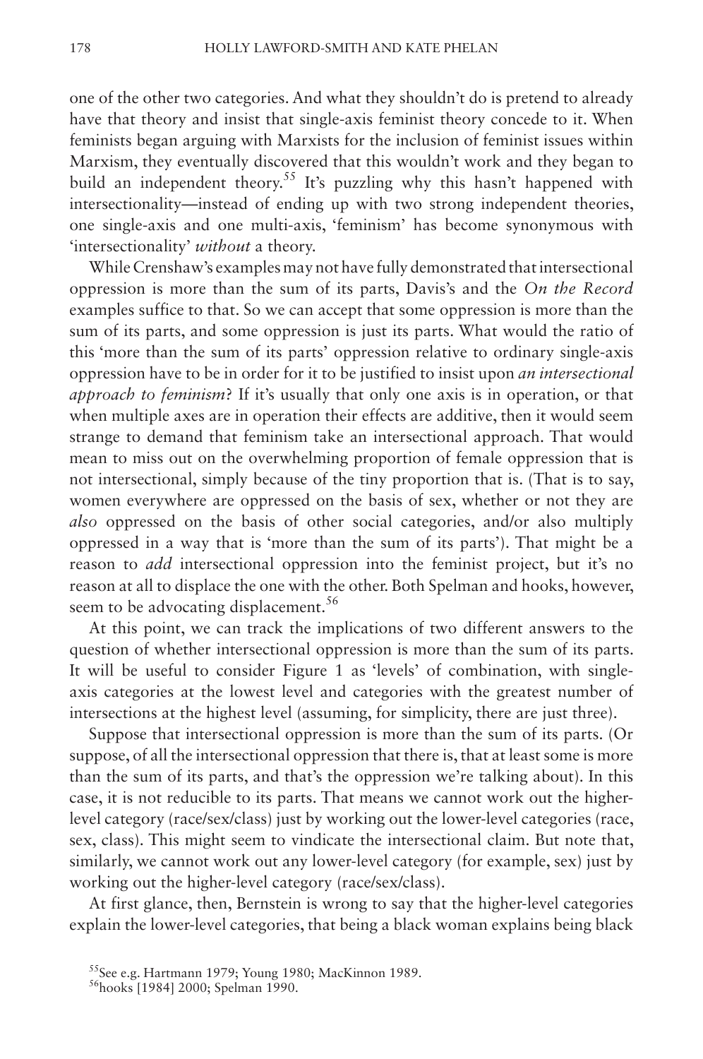one of the other two categories. And what they shouldn't do is pretend to already have that theory and insist that single-axis feminist theory concede to it. When feminists began arguing with Marxists for the inclusion of feminist issues within Marxism, they eventually discovered that this wouldn't work and they began to build an independent theory.[55] It's puzzling why this hasn't happened with intersectionality—instead of ending up with two strong independent theories, one single-axis and one multi-axis, 'feminism' has become synonymous with 'intersectionality' *without* a theory.

While Crenshaw's examples may not have fully demonstrated that intersectional oppression is more than the sum of its parts, Davis's and the *On the Record* examples suffice to that. So we can accept that some oppression is more than the sum of its parts, and some oppression is just its parts. What would the ratio of this 'more than the sum of its parts' oppression relative to ordinary single-axis oppression have to be in order for it to be justified to insist upon *an intersectional approach to feminism*? If it's usually that only one axis is in operation, or that when multiple axes are in operation their effects are additive, then it would seem strange to demand that feminism take an intersectional approach. That would mean to miss out on the overwhelming proportion of female oppression that is not intersectional, simply because of the tiny proportion that is. (That is to say, women everywhere are oppressed on the basis of sex, whether or not they are *also* oppressed on the basis of other social categories, and/or also multiply oppressed in a way that is 'more than the sum of its parts'). That might be a reason to *add* intersectional oppression into the feminist project, but it's no reason at all to displace the one with the other. Both Spelman and hooks, however, seem to be advocating displacement.[56]

At this point, we can track the implications of two different answers to the question of whether intersectional oppression is more than the sum of its parts. It will be useful to consider Figure 1 as 'levels' of combination, with single-axis categories at the lowest level and categories with the greatest number of intersections at the highest level (assuming, for simplicity, there are just three).

Suppose that intersectional oppression is more than the sum of its parts. (Or suppose, of all the intersectional oppression that there is, that at least some is more than the sum of its parts, and that's the oppression we're talking about). In this case, it is not reducible to its parts. That means we cannot work out the higher-level category (race/sex/class) just by working out the lower-level categories (race, sex, class). This might seem to vindicate the intersectional claim. But note that, similarly, we cannot work out any lower-level category (for example, sex) just by working out the higher-level category (race/sex/class).

At first glance, then, Bernstein is wrong to say that the higher-level categories explain the lower-level categories, that being a black woman explains being black

[55] See e.g. Hartmann 1979; Young 1980; MacKinnon 1989.

[56] hooks [1984] 2000; Spelman 1990.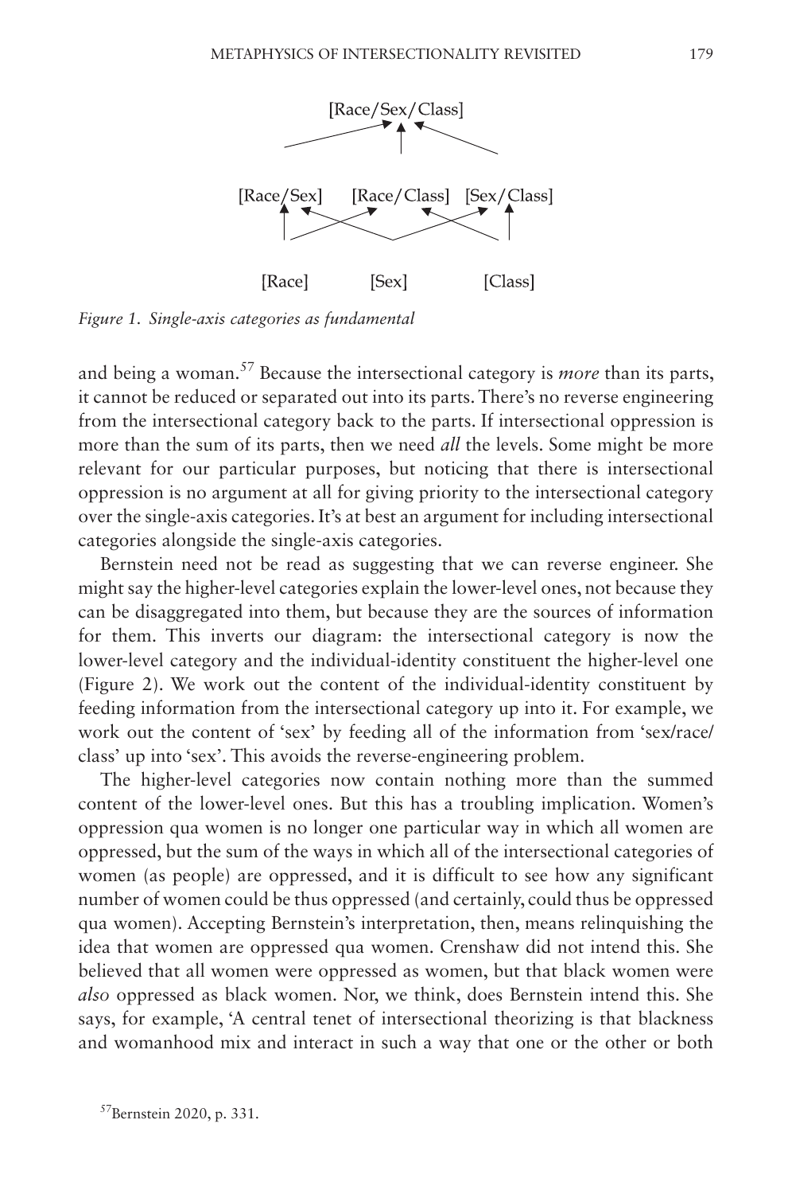[Race/Sex/Class]

[Race/Sex] [Race/Class] [Sex/Class]

[Race] [Sex] [Class]

*Figure 1. Single-axis categories as fundamental*

and being a woman.[57] Because the intersectional category is *more* than its parts, it cannot be reduced or separated out into its parts. There's no reverse engineering from the intersectional category back to the parts. If intersectional oppression is more than the sum of its parts, then we need *all* the levels. Some might be more relevant for our particular purposes, but noticing that there is intersectional oppression is no argument at all for giving priority to the intersectional category over the single-axis categories. It's at best an argument for including intersectional categories alongside the single-axis categories.

Bernstein need not be read as suggesting that we can reverse engineer. She might say the higher-level categories explain the lower-level ones, not because they can be disaggregated into them, but because they are the sources of information for them. This inverts our diagram: the intersectional category is now the lower-level category and the individual-identity constituent the higher-level one (Figure 2). We work out the content of the individual-identity constituent by feeding information from the intersectional category up into it. For example, we work out the content of 'sex' by feeding all of the information from 'sex/race/class' up into 'sex'. This avoids the reverse-engineering problem.

The higher-level categories now contain nothing more than the summed content of the lower-level ones. But this has a troubling implication. Women's oppression qua women is no longer one particular way in which all women are oppressed, but the sum of the ways in which all of the intersectional categories of women (as people) are oppressed, and it is difficult to see how any significant number of women could be thus oppressed (and certainly, could thus be oppressed qua women). Accepting Bernstein's interpretation, then, means relinquishing the idea that women are oppressed qua women. Crenshaw did not intend this. She believed that all women were oppressed as women, but that black women were *also* oppressed as black women. Nor, we think, does Bernstein intend this. She says, for example, 'A central tenet of intersectional theorizing is that blackness and womanhood mix and interact in such a way that one or the other or both

[57] Bernstein 2020, p. 331.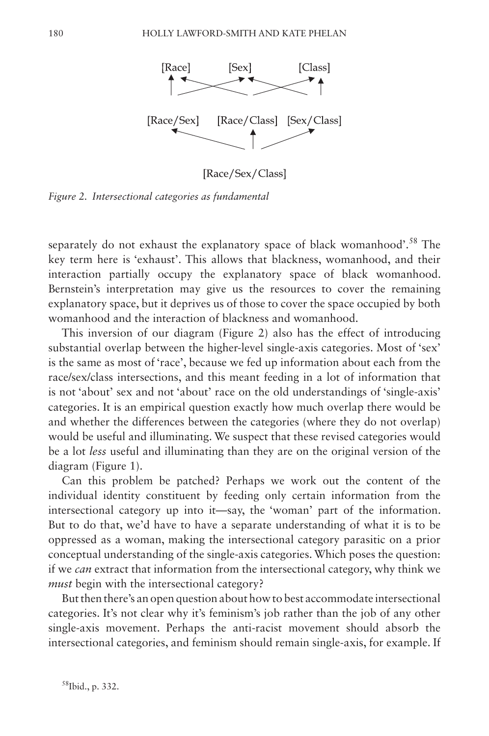[Race]     [Sex]     [Class]

[Race/Sex]     [Race/Class]     [Sex/Class]

[Race/Sex/Class]

*Figure 2. Intersectional categories as fundamental*

separately do not exhaust the explanatory space of black womanhood'.[58] The key term here is 'exhaust'. This allows that blackness, womanhood, and their interaction partially occupy the explanatory space of black womanhood. Bernstein's interpretation may give us the resources to cover the remaining explanatory space, but it deprives us of those to cover the space occupied by both womanhood and the interaction of blackness and womanhood.

This inversion of our diagram (Figure 2) also has the effect of introducing substantial overlap between the higher-level single-axis categories. Most of 'sex' is the same as most of 'race', because we fed up information about each from the race/sex/class intersections, and this meant feeding in a lot of information that is not 'about' sex and not 'about' race on the old understandings of 'single-axis' categories. It is an empirical question exactly how much overlap there would be and whether the differences between the categories (where they do not overlap) would be useful and illuminating. We suspect that these revised categories would be a lot *less* useful and illuminating than they are on the original version of the diagram (Figure 1).

Can this problem be patched? Perhaps we work out the content of the individual identity constituent by feeding only certain information from the intersectional category up into it—say, the 'woman' part of the information. But to do that, we'd have to have a separate understanding of what it is to be oppressed as a woman, making the intersectional category parasitic on a prior conceptual understanding of the single-axis categories. Which poses the question: if we *can* extract that information from the intersectional category, why think we *must* begin with the intersectional category?

But then there's an open question about how to best accommodate intersectional categories. It's not clear why it's feminism's job rather than the job of any other single-axis movement. Perhaps the anti-racist movement should absorb the intersectional categories, and feminism should remain single-axis, for example. If

[58] Ibid., p. 332.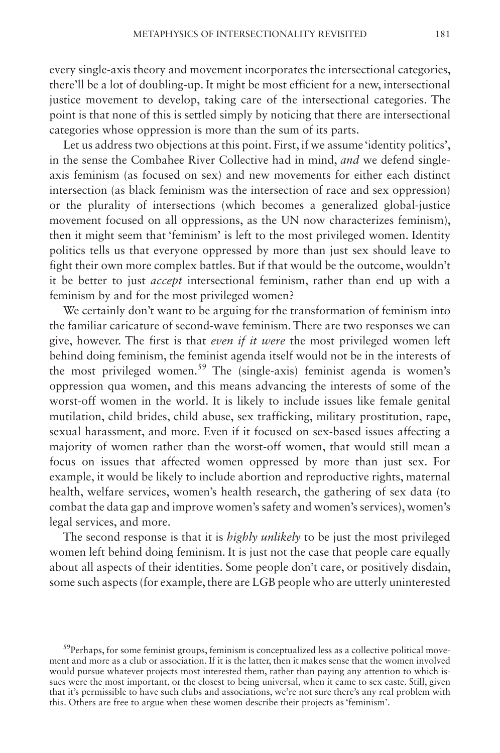every single-axis theory and movement incorporates the intersectional categories, there'll be a lot of doubling-up. It might be most efficient for a new, intersectional justice movement to develop, taking care of the intersectional categories. The point is that none of this is settled simply by noticing that there are intersectional categories whose oppression is more than the sum of its parts.

Let us address two objections at this point. First, if we assume 'identity politics', in the sense the Combahee River Collective had in mind, *and* we defend single-axis feminism (as focused on sex) and new movements for either each distinct intersection (as black feminism was the intersection of race and sex oppression) or the plurality of intersections (which becomes a generalized global-justice movement focused on all oppressions, as the UN now characterizes feminism), then it might seem that 'feminism' is left to the most privileged women. Identity politics tells us that everyone oppressed by more than just sex should leave to fight their own more complex battles. But if that would be the outcome, wouldn't it be better to just *accept* intersectional feminism, rather than end up with a feminism by and for the most privileged women?

We certainly don't want to be arguing for the transformation of feminism into the familiar caricature of second-wave feminism. There are two responses we can give, however. The first is that *even if it were* the most privileged women left behind doing feminism, the feminist agenda itself would not be in the interests of the most privileged women.[59] The (single-axis) feminist agenda is women's oppression qua women, and this means advancing the interests of some of the worst-off women in the world. It is likely to include issues like female genital mutilation, child brides, child abuse, sex trafficking, military prostitution, rape, sexual harassment, and more. Even if it focused on sex-based issues affecting a majority of women rather than the worst-off women, that would still mean a focus on issues that affected women oppressed by more than just sex. For example, it would be likely to include abortion and reproductive rights, maternal health, welfare services, women's health research, the gathering of sex data (to combat the data gap and improve women's safety and women's services), women's legal services, and more.

The second response is that it is *highly unlikely* to be just the most privileged women left behind doing feminism. It is just not the case that people care equally about all aspects of their identities. Some people don't care, or positively disdain, some such aspects (for example, there are LGB people who are utterly uninterested

[59]Perhaps, for some feminist groups, feminism is conceptualized less as a collective political movement and more as a club or association. If it is the latter, then it makes sense that the women involved would pursue whatever projects most interested them, rather than paying any attention to which issues were the most important, or the closest to being universal, when it came to sex caste. Still, given that it's permissible to have such clubs and associations, we're not sure there's any real problem with this. Others are free to argue when these women describe their projects as 'feminism'.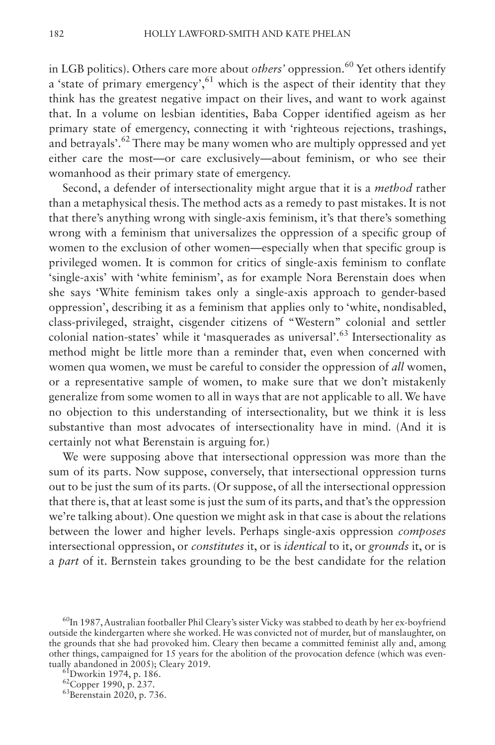in LGB politics). Others care more about *others'* oppression.[60] Yet others identify a 'state of primary emergency',[61] which is the aspect of their identity that they think has the greatest negative impact on their lives, and want to work against that. In a volume on lesbian identities, Baba Copper identified ageism as her primary state of emergency, connecting it with 'righteous rejections, trashings, and betrayals'.[62] There may be many women who are multiply oppressed and yet either care the most—or care exclusively—about feminism, or who see their womanhood as their primary state of emergency.

Second, a defender of intersectionality might argue that it is a *method* rather than a metaphysical thesis. The method acts as a remedy to past mistakes. It is not that there's anything wrong with single-axis feminism, it's that there's something wrong with a feminism that universalizes the oppression of a specific group of women to the exclusion of other women—especially when that specific group is privileged women. It is common for critics of single-axis feminism to conflate 'single-axis' with 'white feminism', as for example Nora Berenstain does when she says 'White feminism takes only a single-axis approach to gender-based oppression', describing it as a feminism that applies only to 'white, nondisabled, class-privileged, straight, cisgender citizens of "Western" colonial and settler colonial nation-states' while it 'masquerades as universal'.[63] Intersectionality as method might be little more than a reminder that, even when concerned with women qua women, we must be careful to consider the oppression of *all* women, or a representative sample of women, to make sure that we don't mistakenly generalize from some women to all in ways that are not applicable to all. We have no objection to this understanding of intersectionality, but we think it is less substantive than most advocates of intersectionality have in mind. (And it is certainly not what Berenstain is arguing for.)

We were supposing above that intersectional oppression was more than the sum of its parts. Now suppose, conversely, that intersectional oppression turns out to be just the sum of its parts. (Or suppose, of all the intersectional oppression that there is, that at least some is just the sum of its parts, and that's the oppression we're talking about). One question we might ask in that case is about the relations between the lower and higher levels. Perhaps single-axis oppression *composes* intersectional oppression, or *constitutes* it, or is *identical* to it, or *grounds* it, or is a *part* of it. Bernstein takes grounding to be the best candidate for the relation

[60] In 1987, Australian footballer Phil Cleary's sister Vicky was stabbed to death by her ex-boyfriend outside the kindergarten where she worked. He was convicted not of murder, but of manslaughter, on the grounds that she had provoked him. Cleary then became a committed feminist ally and, among other things, campaigned for 15 years for the abolition of the provocation defence (which was eventually abandoned in 2005); Cleary 2019.

[61] Dworkin 1974, p. 186.

[62] Copper 1990, p. 237.

[63] Berenstain 2020, p. 736.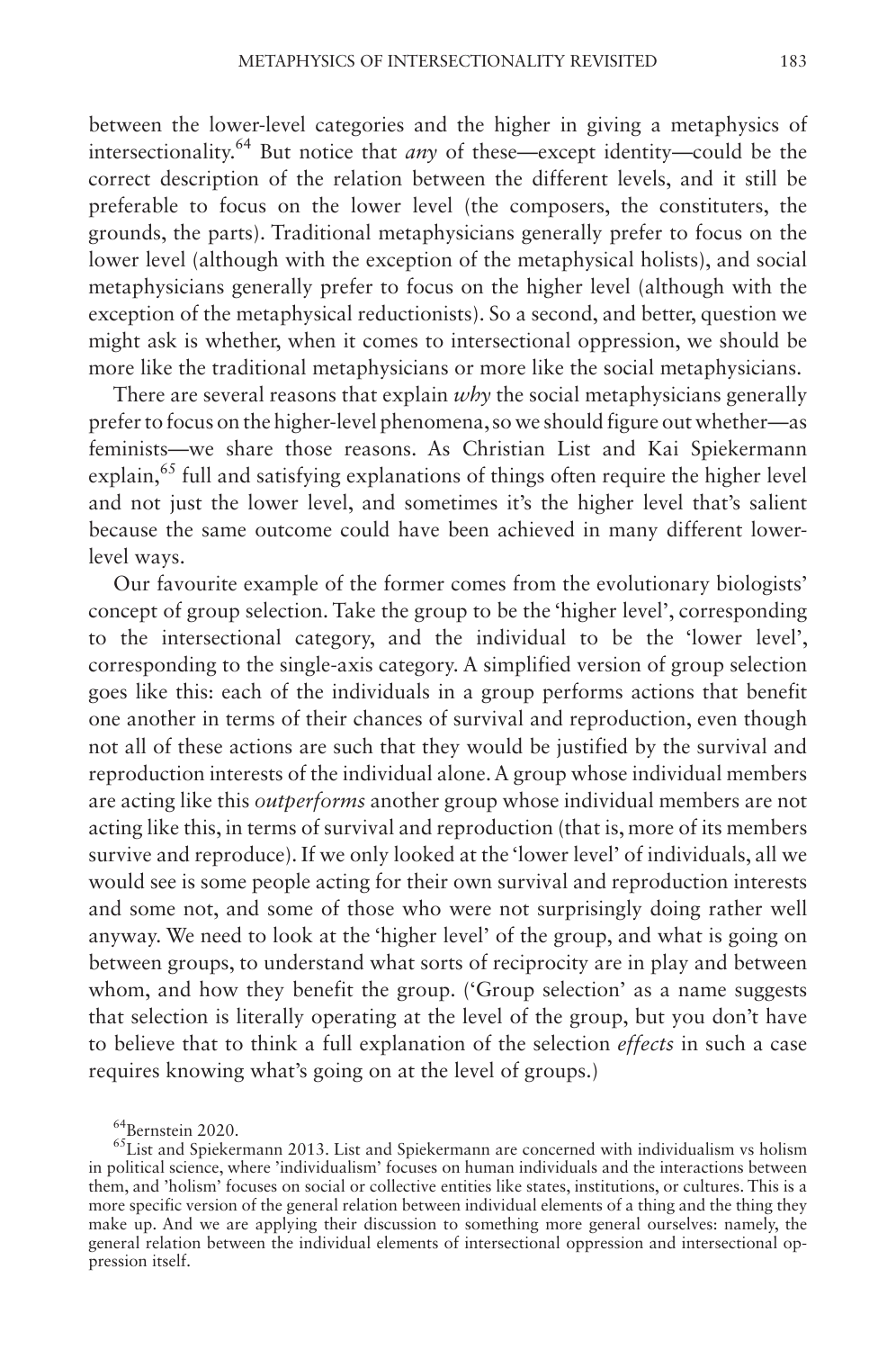between the lower-level categories and the higher in giving a metaphysics of intersectionality.[64] But notice that *any* of these—except identity—could be the correct description of the relation between the different levels, and it still be preferable to focus on the lower level (the composers, the constituters, the grounds, the parts). Traditional metaphysicians generally prefer to focus on the lower level (although with the exception of the metaphysical holists), and social metaphysicians generally prefer to focus on the higher level (although with the exception of the metaphysical reductionists). So a second, and better, question we might ask is whether, when it comes to intersectional oppression, we should be more like the traditional metaphysicians or more like the social metaphysicians.

There are several reasons that explain *why* the social metaphysicians generally prefer to focus on the higher-level phenomena, so we should figure out whether—as feminists—we share those reasons. As Christian List and Kai Spiekermann explain,[65] full and satisfying explanations of things often require the higher level and not just the lower level, and sometimes it's the higher level that's salient because the same outcome could have been achieved in many different lower-level ways.

Our favourite example of the former comes from the evolutionary biologists' concept of group selection. Take the group to be the 'higher level', corresponding to the intersectional category, and the individual to be the 'lower level', corresponding to the single-axis category. A simplified version of group selection goes like this: each of the individuals in a group performs actions that benefit one another in terms of their chances of survival and reproduction, even though not all of these actions are such that they would be justified by the survival and reproduction interests of the individual alone. A group whose individual members are acting like this *outperforms* another group whose individual members are not acting like this, in terms of survival and reproduction (that is, more of its members survive and reproduce). If we only looked at the 'lower level' of individuals, all we would see is some people acting for their own survival and reproduction interests and some not, and some of those who were not surprisingly doing rather well anyway. We need to look at the 'higher level' of the group, and what is going on between groups, to understand what sorts of reciprocity are in play and between whom, and how they benefit the group. ('Group selection' as a name suggests that selection is literally operating at the level of the group, but you don't have to believe that to think a full explanation of the selection *effects* in such a case requires knowing what's going on at the level of groups.)

[64] Bernstein 2020.

[65] List and Spiekermann 2013. List and Spiekermann are concerned with individualism vs holism in political science, where 'individualism' focuses on human individuals and the interactions between them, and 'holism' focuses on social or collective entities like states, institutions, or cultures. This is a more specific version of the general relation between individual elements of a thing and the thing they make up. And we are applying their discussion to something more general ourselves: namely, the general relation between the individual elements of intersectional oppression and intersectional oppression itself.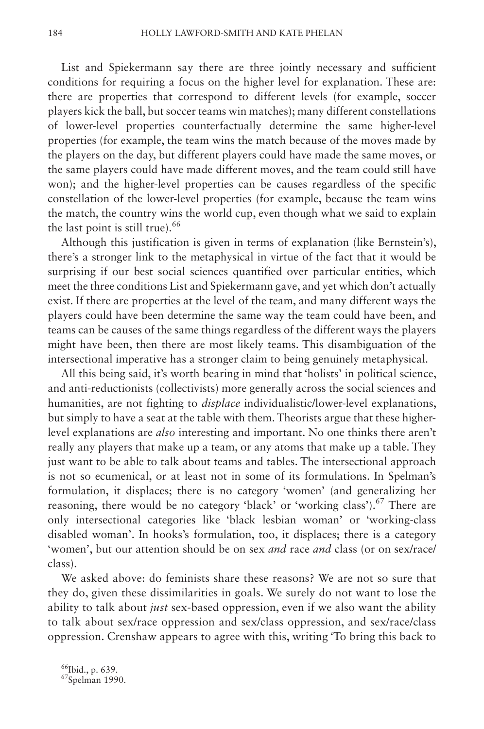List and Spiekermann say there are three jointly necessary and sufficient conditions for requiring a focus on the higher level for explanation. These are: there are properties that correspond to different levels (for example, soccer players kick the ball, but soccer teams win matches); many different constellations of lower-level properties counterfactually determine the same higher-level properties (for example, the team wins the match because of the moves made by the players on the day, but different players could have made the same moves, or the same players could have made different moves, and the team could still have won); and the higher-level properties can be causes regardless of the specific constellation of the lower-level properties (for example, because the team wins the match, the country wins the world cup, even though what we said to explain the last point is still true).[66]

Although this justification is given in terms of explanation (like Bernstein's), there's a stronger link to the metaphysical in virtue of the fact that it would be surprising if our best social sciences quantified over particular entities, which meet the three conditions List and Spiekermann gave, and yet which don't actually exist. If there are properties at the level of the team, and many different ways the players could have been determine the same way the team could have been, and teams can be causes of the same things regardless of the different ways the players might have been, then there are most likely teams. This disambiguation of the intersectional imperative has a stronger claim to being genuinely metaphysical.

All this being said, it's worth bearing in mind that 'holists' in political science, and anti-reductionists (collectivists) more generally across the social sciences and humanities, are not fighting to *displace* individualistic/lower-level explanations, but simply to have a seat at the table with them. Theorists argue that these higher-level explanations are *also* interesting and important. No one thinks there aren't really any players that make up a team, or any atoms that make up a table. They just want to be able to talk about teams and tables. The intersectional approach is not so ecumenical, or at least not in some of its formulations. In Spelman's formulation, it displaces; there is no category 'women' (and generalizing her reasoning, there would be no category 'black' or 'working class').[67] There are only intersectional categories like 'black lesbian woman' or 'working-class disabled woman'. In hooks's formulation, too, it displaces; there is a category 'women', but our attention should be on sex *and* race *and* class (or on sex/race/class).

We asked above: do feminists share these reasons? We are not so sure that they do, given these dissimilarities in goals. We surely do not want to lose the ability to talk about *just* sex-based oppression, even if we also want the ability to talk about sex/race oppression and sex/class oppression, and sex/race/class oppression. Crenshaw appears to agree with this, writing 'To bring this back to

[66]Ibid., p. 639.

[67]Spelman 1990.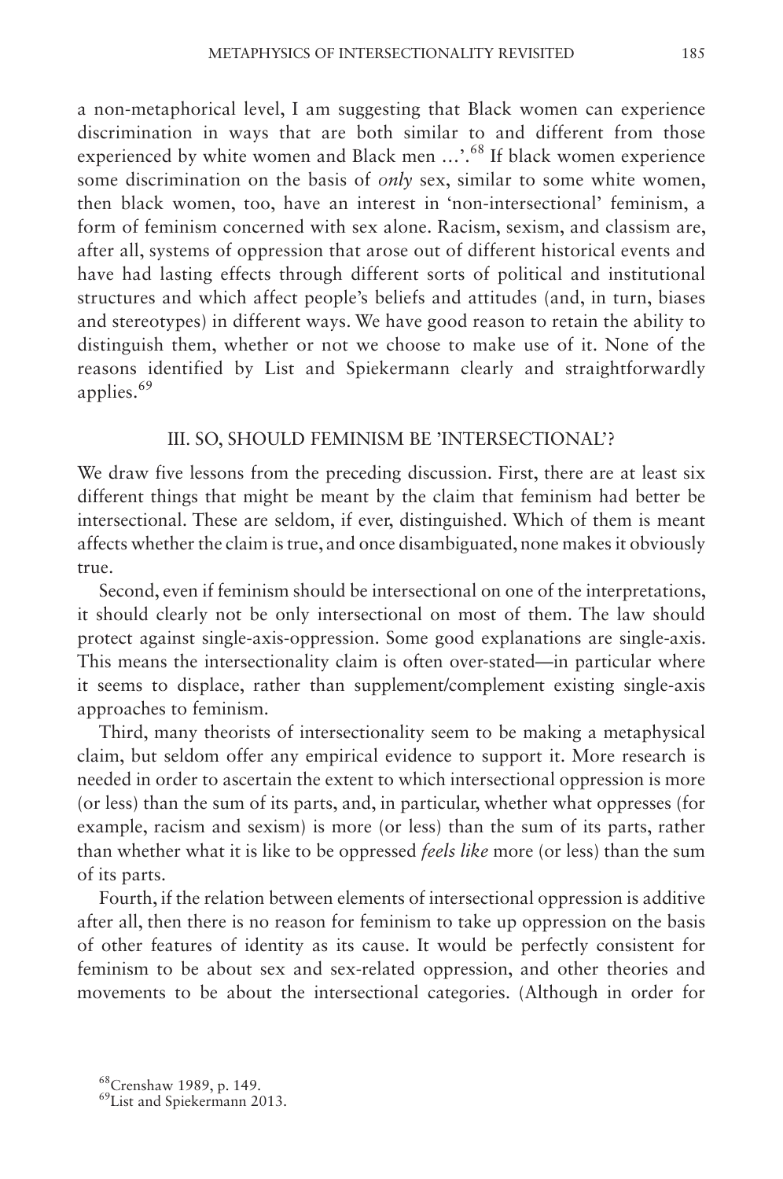a non-metaphorical level, I am suggesting that Black women can experience discrimination in ways that are both similar to and different from those experienced by white women and Black men …'.[68] If black women experience some discrimination on the basis of *only* sex, similar to some white women, then black women, too, have an interest in 'non-intersectional' feminism, a form of feminism concerned with sex alone. Racism, sexism, and classism are, after all, systems of oppression that arose out of different historical events and have had lasting effects through different sorts of political and institutional structures and which affect people's beliefs and attitudes (and, in turn, biases and stereotypes) in different ways. We have good reason to retain the ability to distinguish them, whether or not we choose to make use of it. None of the reasons identified by List and Spiekermann clearly and straightforwardly applies.[69]

## III. SO, SHOULD FEMINISM BE 'INTERSECTIONAL'?

We draw five lessons from the preceding discussion. First, there are at least six different things that might be meant by the claim that feminism had better be intersectional. These are seldom, if ever, distinguished. Which of them is meant affects whether the claim is true, and once disambiguated, none makes it obviously true.

Second, even if feminism should be intersectional on one of the interpretations, it should clearly not be only intersectional on most of them. The law should protect against single-axis-oppression. Some good explanations are single-axis. This means the intersectionality claim is often over-stated—in particular where it seems to displace, rather than supplement/complement existing single-axis approaches to feminism.

Third, many theorists of intersectionality seem to be making a metaphysical claim, but seldom offer any empirical evidence to support it. More research is needed in order to ascertain the extent to which intersectional oppression is more (or less) than the sum of its parts, and, in particular, whether what oppresses (for example, racism and sexism) is more (or less) than the sum of its parts, rather than whether what it is like to be oppressed *feels like* more (or less) than the sum of its parts.

Fourth, if the relation between elements of intersectional oppression is additive after all, then there is no reason for feminism to take up oppression on the basis of other features of identity as its cause. It would be perfectly consistent for feminism to be about sex and sex-related oppression, and other theories and movements to be about the intersectional categories. (Although in order for

[68] Crenshaw 1989, p. 149.

[69] List and Spiekermann 2013.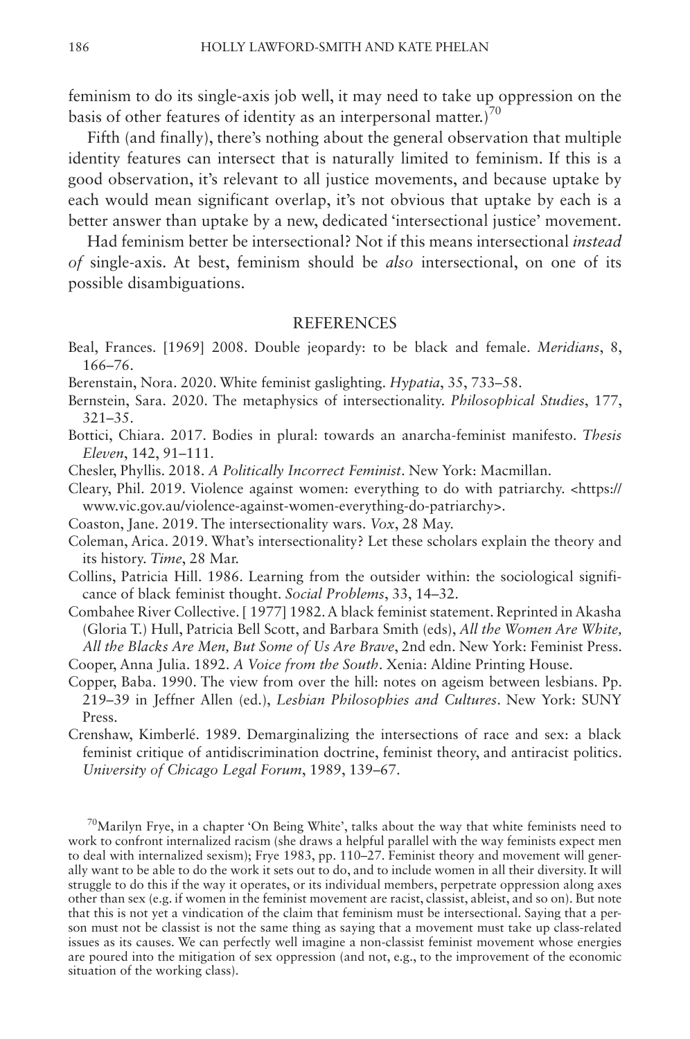feminism to do its single-axis job well, it may need to take up oppression on the basis of other features of identity as an interpersonal matter.)[70]

Fifth (and finally), there's nothing about the general observation that multiple identity features can intersect that is naturally limited to feminism. If this is a good observation, it's relevant to all justice movements, and because uptake by each would mean significant overlap, it's not obvious that uptake by each is a better answer than uptake by a new, dedicated 'intersectional justice' movement.

Had feminism better be intersectional? Not if this means intersectional *instead of* single-axis. At best, feminism should be *also* intersectional, on one of its possible disambiguations.

## REFERENCES

Beal, Frances. [1969] 2008. Double jeopardy: to be black and female. *Meridians*, 8, 166–76.

Berenstain, Nora. 2020. White feminist gaslighting. *Hypatia*, 35, 733–58.

Bernstein, Sara. 2020. The metaphysics of intersectionality. *Philosophical Studies*, 177, 321–35.

Bottici, Chiara. 2017. Bodies in plural: towards an anarcha-feminist manifesto. *Thesis Eleven*, 142, 91–111.

Chesler, Phyllis. 2018. *A Politically Incorrect Feminist*. New York: Macmillan.

Cleary, Phil. 2019. Violence against women: everything to do with patriarchy. <https://www.vic.gov.au/violence-against-women-everything-do-patriarchy>.

Coaston, Jane. 2019. The intersectionality wars. *Vox*, 28 May.

Coleman, Arica. 2019. What's intersectionality? Let these scholars explain the theory and its history. *Time*, 28 Mar.

Collins, Patricia Hill. 1986. Learning from the outsider within: the sociological significance of black feminist thought. *Social Problems*, 33, 14–32.

Combahee River Collective. [ 1977] 1982. A black feminist statement. Reprinted in Akasha (Gloria T.) Hull, Patricia Bell Scott, and Barbara Smith (eds), *All the Women Are White, All the Blacks Are Men, But Some of Us Are Brave*, 2nd edn. New York: Feminist Press.

Cooper, Anna Julia. 1892. *A Voice from the South*. Xenia: Aldine Printing House.

Copper, Baba. 1990. The view from over the hill: notes on ageism between lesbians. Pp. 219–39 in Jeffner Allen (ed.), *Lesbian Philosophies and Cultures*. New York: SUNY Press.

Crenshaw, Kimberlé. 1989. Demarginalizing the intersections of race and sex: a black feminist critique of antidiscrimination doctrine, feminist theory, and antiracist politics. *University of Chicago Legal Forum*, 1989, 139–67.

[70]Marilyn Frye, in a chapter 'On Being White', talks about the way that white feminists need to work to confront internalized racism (she draws a helpful parallel with the way feminists expect men to deal with internalized sexism); Frye 1983, pp. 110–27. Feminist theory and movement will generally want to be able to do the work it sets out to do, and to include women in all their diversity. It will struggle to do this if the way it operates, or its individual members, perpetrate oppression along axes other than sex (e.g. if women in the feminist movement are racist, classist, ableist, and so on). But note that this is not yet a vindication of the claim that feminism must be intersectional. Saying that a person must not be classist is not the same thing as saying that a movement must take up class-related issues as its causes. We can perfectly well imagine a non-classist feminist movement whose energies are poured into the mitigation of sex oppression (and not, e.g., to the improvement of the economic situation of the working class).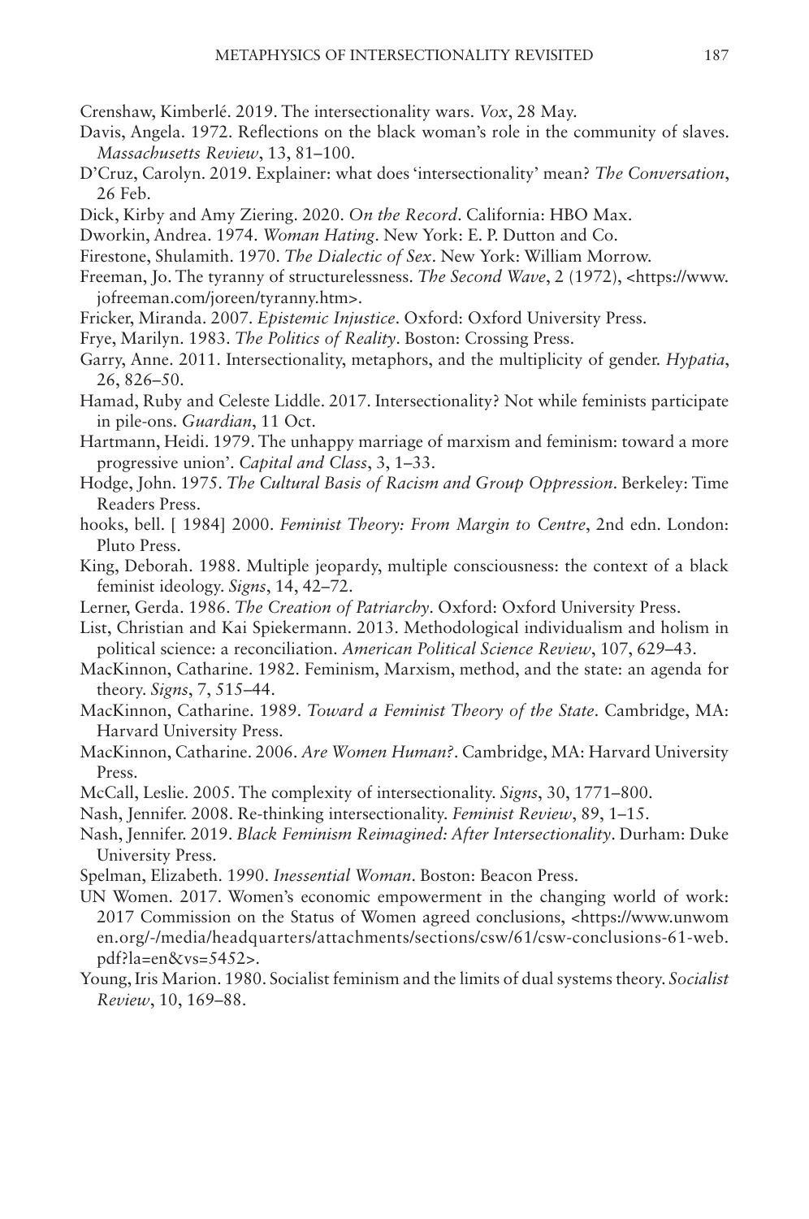Crenshaw, Kimberlé. 2019. The intersectionality wars. *Vox*, 28 May.

Davis, Angela. 1972. Reflections on the black woman's role in the community of slaves. *Massachusetts Review*, 13, 81–100.

D'Cruz, Carolyn. 2019. Explainer: what does 'intersectionality' mean? *The Conversation*, 26 Feb.

Dick, Kirby and Amy Ziering. 2020. *On the Record*. California: HBO Max.

Dworkin, Andrea. 1974. *Woman Hating*. New York: E. P. Dutton and Co.

Firestone, Shulamith. 1970. *The Dialectic of Sex*. New York: William Morrow.

Freeman, Jo. The tyranny of structurelessness. *The Second Wave*, 2 (1972), <https://www.jofreeman.com/joreen/tyranny.htm>.

Fricker, Miranda. 2007. *Epistemic Injustice*. Oxford: Oxford University Press.

Frye, Marilyn. 1983. *The Politics of Reality*. Boston: Crossing Press.

Garry, Anne. 2011. Intersectionality, metaphors, and the multiplicity of gender. *Hypatia*, 26, 826–50.

Hamad, Ruby and Celeste Liddle. 2017. Intersectionality? Not while feminists participate in pile-ons. *Guardian*, 11 Oct.

Hartmann, Heidi. 1979. The unhappy marriage of marxism and feminism: toward a more progressive union'. *Capital and Class*, 3, 1–33.

Hodge, John. 1975. *The Cultural Basis of Racism and Group Oppression*. Berkeley: Time Readers Press.

hooks, bell. [ 1984] 2000. *Feminist Theory: From Margin to Centre*, 2nd edn. London: Pluto Press.

King, Deborah. 1988. Multiple jeopardy, multiple consciousness: the context of a black feminist ideology. *Signs*, 14, 42–72.

Lerner, Gerda. 1986. *The Creation of Patriarchy*. Oxford: Oxford University Press.

List, Christian and Kai Spiekermann. 2013. Methodological individualism and holism in political science: a reconciliation. *American Political Science Review*, 107, 629–43.

MacKinnon, Catharine. 1982. Feminism, Marxism, method, and the state: an agenda for theory. *Signs*, 7, 515–44.

MacKinnon, Catharine. 1989. *Toward a Feminist Theory of the State*. Cambridge, MA: Harvard University Press.

MacKinnon, Catharine. 2006. *Are Women Human?*. Cambridge, MA: Harvard University Press.

McCall, Leslie. 2005. The complexity of intersectionality. *Signs*, 30, 1771–800.

Nash, Jennifer. 2008. Re-thinking intersectionality. *Feminist Review*, 89, 1–15.

Nash, Jennifer. 2019. *Black Feminism Reimagined: After Intersectionality*. Durham: Duke University Press.

Spelman, Elizabeth. 1990. *Inessential Woman*. Boston: Beacon Press.

UN Women. 2017. Women's economic empowerment in the changing world of work: 2017 Commission on the Status of Women agreed conclusions, <https://www.unwomen.org/-/media/headquarters/attachments/sections/csw/61/csw-conclusions-61-web.pdf?la=en&vs=5452>.

Young, Iris Marion. 1980. Socialist feminism and the limits of dual systems theory. *Socialist Review*, 10, 169–88.